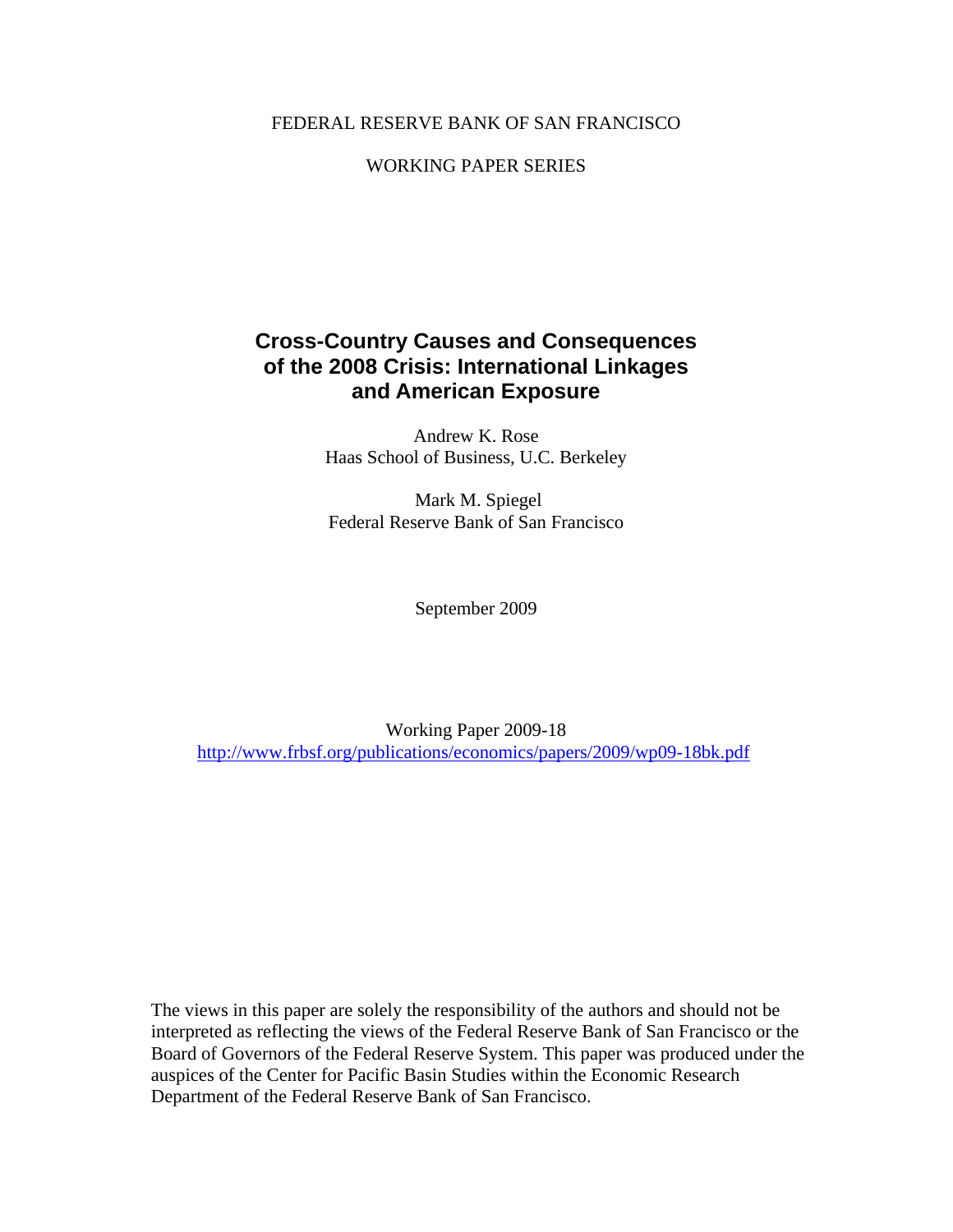FEDERAL RESERVE BANK OF SAN FRANCISCO

WORKING PAPER SERIES

# Cross-Country Causes and Consequences of the 2008 Crisis: International Linkages and American Exposure

Andrew K. Rose
Haas School of Business, U.C. Berkeley

Mark M. Spiegel
Federal Reserve Bank of San Francisco

September 2009

Working Paper 2009-18
http://www.frbsf.org/publications/economics/papers/2009/wp09-18bk.pdf

The views in this paper are solely the responsibility of the authors and should not be interpreted as reflecting the views of the Federal Reserve Bank of San Francisco or the Board of Governors of the Federal Reserve System. This paper was produced under the auspices of the Center for Pacific Basin Studies within the Economic Research Department of the Federal Reserve Bank of San Francisco.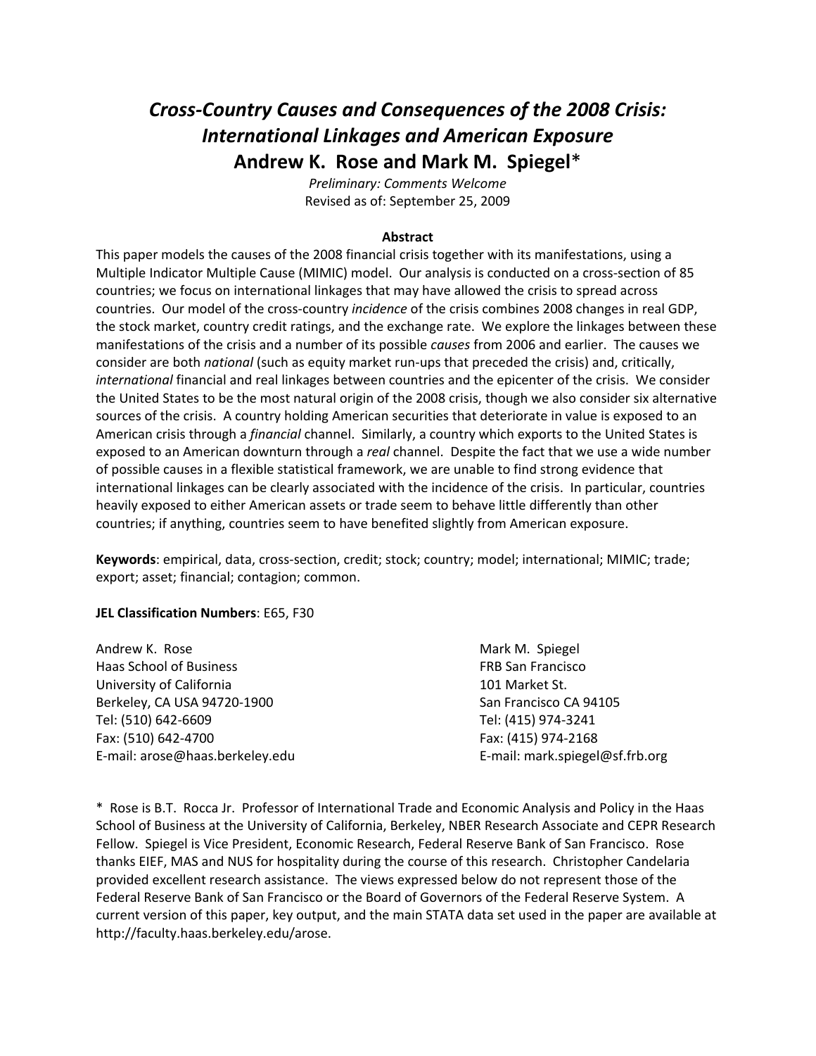# *Cross-Country Causes and Consequences of the 2008 Crisis: International Linkages and American Exposure*

## Andrew K. Rose and Mark M. Spiegel*

*Preliminary: Comments Welcome*
Revised as of: September 25, 2009

**Abstract**

This paper models the causes of the 2008 financial crisis together with its manifestations, using a Multiple Indicator Multiple Cause (MIMIC) model. Our analysis is conducted on a cross-section of 85 countries; we focus on international linkages that may have allowed the crisis to spread across countries. Our model of the cross-country *incidence* of the crisis combines 2008 changes in real GDP, the stock market, country credit ratings, and the exchange rate. We explore the linkages between these manifestations of the crisis and a number of its possible *causes* from 2006 and earlier. The causes we consider are both *national* (such as equity market run-ups that preceded the crisis) and, critically, *international* financial and real linkages between countries and the epicenter of the crisis. We consider the United States to be the most natural origin of the 2008 crisis, though we also consider six alternative sources of the crisis. A country holding American securities that deteriorate in value is exposed to an American crisis through a *financial* channel. Similarly, a country which exports to the United States is exposed to an American downturn through a *real* channel. Despite the fact that we use a wide number of possible causes in a flexible statistical framework, we are unable to find strong evidence that international linkages can be clearly associated with the incidence of the crisis. In particular, countries heavily exposed to either American assets or trade seem to behave little differently than other countries; if anything, countries seem to have benefited slightly from American exposure.

**Keywords**: empirical, data, cross-section, credit; stock; country; model; international; MIMIC; trade; export; asset; financial; contagion; common.

**JEL Classification Numbers**: E65, F30

Andrew K. Rose
Haas School of Business
University of California
Berkeley, CA USA 94720-1900
Tel: (510) 642-6609
Fax: (510) 642-4700
E-mail: arose@haas.berkeley.edu

Mark M. Spiegel
FRB San Francisco
101 Market St.
San Francisco CA 94105
Tel: (415) 974-3241
Fax: (415) 974-2168
E-mail: mark.spiegel@sf.frb.org

\* Rose is B.T. Rocca Jr. Professor of International Trade and Economic Analysis and Policy in the Haas School of Business at the University of California, Berkeley, NBER Research Associate and CEPR Research Fellow. Spiegel is Vice President, Economic Research, Federal Reserve Bank of San Francisco. Rose thanks EIEF, MAS and NUS for hospitality during the course of this research. Christopher Candelaria provided excellent research assistance. The views expressed below do not represent those of the Federal Reserve Bank of San Francisco or the Board of Governors of the Federal Reserve System. A current version of this paper, key output, and the main STATA data set used in the paper are available at http://faculty.haas.berkeley.edu/arose.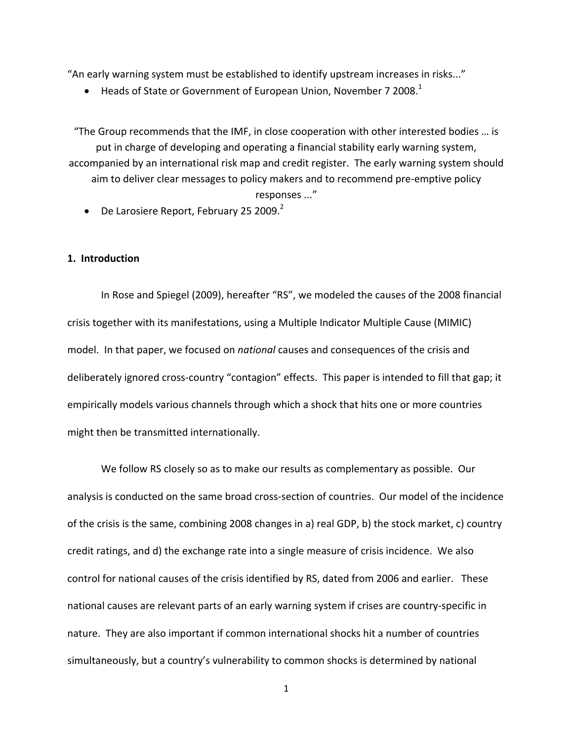"An early warning system must be established to identify upstream increases in risks..."

- Heads of State or Government of European Union, November 7 2008.[1]

"The Group recommends that the IMF, in close cooperation with other interested bodies … is put in charge of developing and operating a financial stability early warning system, accompanied by an international risk map and credit register. The early warning system should aim to deliver clear messages to policy makers and to recommend pre-emptive policy responses ..."

- De Larosiere Report, February 25 2009.[2]

## 1. Introduction

In Rose and Spiegel (2009), hereafter "RS", we modeled the causes of the 2008 financial crisis together with its manifestations, using a Multiple Indicator Multiple Cause (MIMIC) model. In that paper, we focused on *national* causes and consequences of the crisis and deliberately ignored cross-country "contagion" effects. This paper is intended to fill that gap; it empirically models various channels through which a shock that hits one or more countries might then be transmitted internationally.

We follow RS closely so as to make our results as complementary as possible. Our analysis is conducted on the same broad cross-section of countries. Our model of the incidence of the crisis is the same, combining 2008 changes in a) real GDP, b) the stock market, c) country credit ratings, and d) the exchange rate into a single measure of crisis incidence. We also control for national causes of the crisis identified by RS, dated from 2006 and earlier. These national causes are relevant parts of an early warning system if crises are country-specific in nature. They are also important if common international shocks hit a number of countries simultaneously, but a country's vulnerability to common shocks is determined by national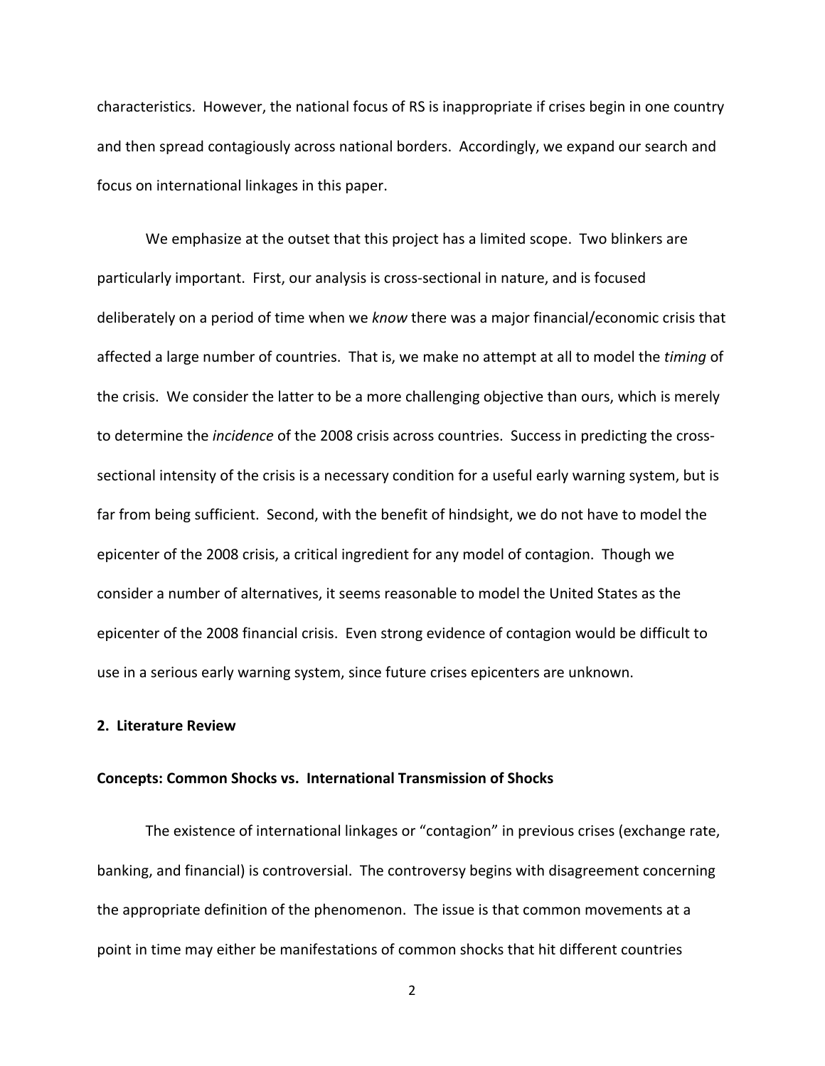characteristics. However, the national focus of RS is inappropriate if crises begin in one country and then spread contagiously across national borders. Accordingly, we expand our search and focus on international linkages in this paper.

We emphasize at the outset that this project has a limited scope. Two blinkers are particularly important. First, our analysis is cross-sectional in nature, and is focused deliberately on a period of time when we *know* there was a major financial/economic crisis that affected a large number of countries. That is, we make no attempt at all to model the *timing* of the crisis. We consider the latter to be a more challenging objective than ours, which is merely to determine the *incidence* of the 2008 crisis across countries. Success in predicting the cross-sectional intensity of the crisis is a necessary condition for a useful early warning system, but is far from being sufficient. Second, with the benefit of hindsight, we do not have to model the epicenter of the 2008 crisis, a critical ingredient for any model of contagion. Though we consider a number of alternatives, it seems reasonable to model the United States as the epicenter of the 2008 financial crisis. Even strong evidence of contagion would be difficult to use in a serious early warning system, since future crises epicenters are unknown.

## 2. Literature Review

### Concepts: Common Shocks vs. International Transmission of Shocks

The existence of international linkages or "contagion" in previous crises (exchange rate, banking, and financial) is controversial. The controversy begins with disagreement concerning the appropriate definition of the phenomenon. The issue is that common movements at a point in time may either be manifestations of common shocks that hit different countries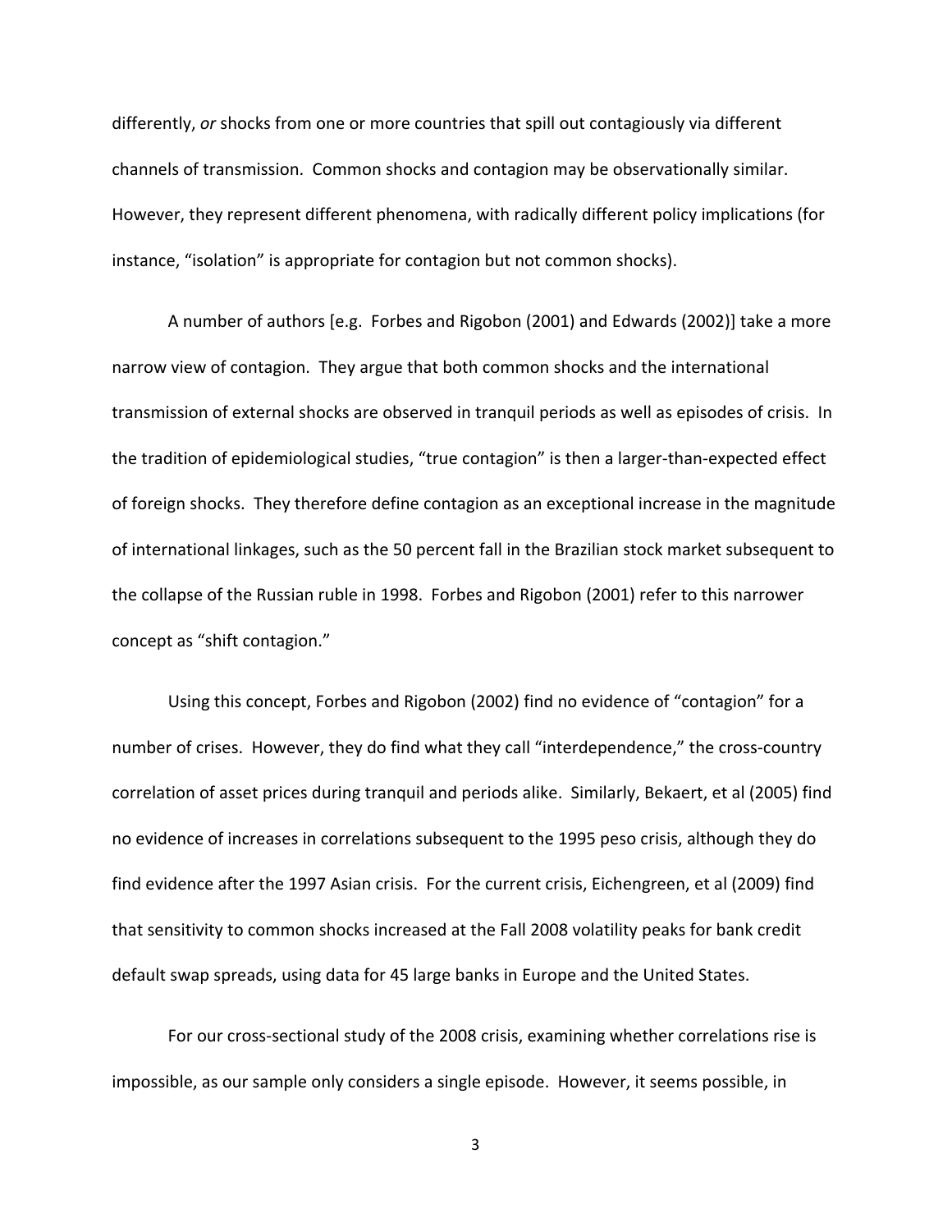differently, *or* shocks from one or more countries that spill out contagiously via different channels of transmission. Common shocks and contagion may be observationally similar. However, they represent different phenomena, with radically different policy implications (for instance, "isolation" is appropriate for contagion but not common shocks).

A number of authors [e.g. Forbes and Rigobon (2001) and Edwards (2002)] take a more narrow view of contagion. They argue that both common shocks and the international transmission of external shocks are observed in tranquil periods as well as episodes of crisis. In the tradition of epidemiological studies, "true contagion" is then a larger-than-expected effect of foreign shocks. They therefore define contagion as an exceptional increase in the magnitude of international linkages, such as the 50 percent fall in the Brazilian stock market subsequent to the collapse of the Russian ruble in 1998. Forbes and Rigobon (2001) refer to this narrower concept as "shift contagion."

Using this concept, Forbes and Rigobon (2002) find no evidence of "contagion" for a number of crises. However, they do find what they call "interdependence," the cross-country correlation of asset prices during tranquil and periods alike. Similarly, Bekaert, et al (2005) find no evidence of increases in correlations subsequent to the 1995 peso crisis, although they do find evidence after the 1997 Asian crisis. For the current crisis, Eichengreen, et al (2009) find that sensitivity to common shocks increased at the Fall 2008 volatility peaks for bank credit default swap spreads, using data for 45 large banks in Europe and the United States.

For our cross-sectional study of the 2008 crisis, examining whether correlations rise is impossible, as our sample only considers a single episode. However, it seems possible, in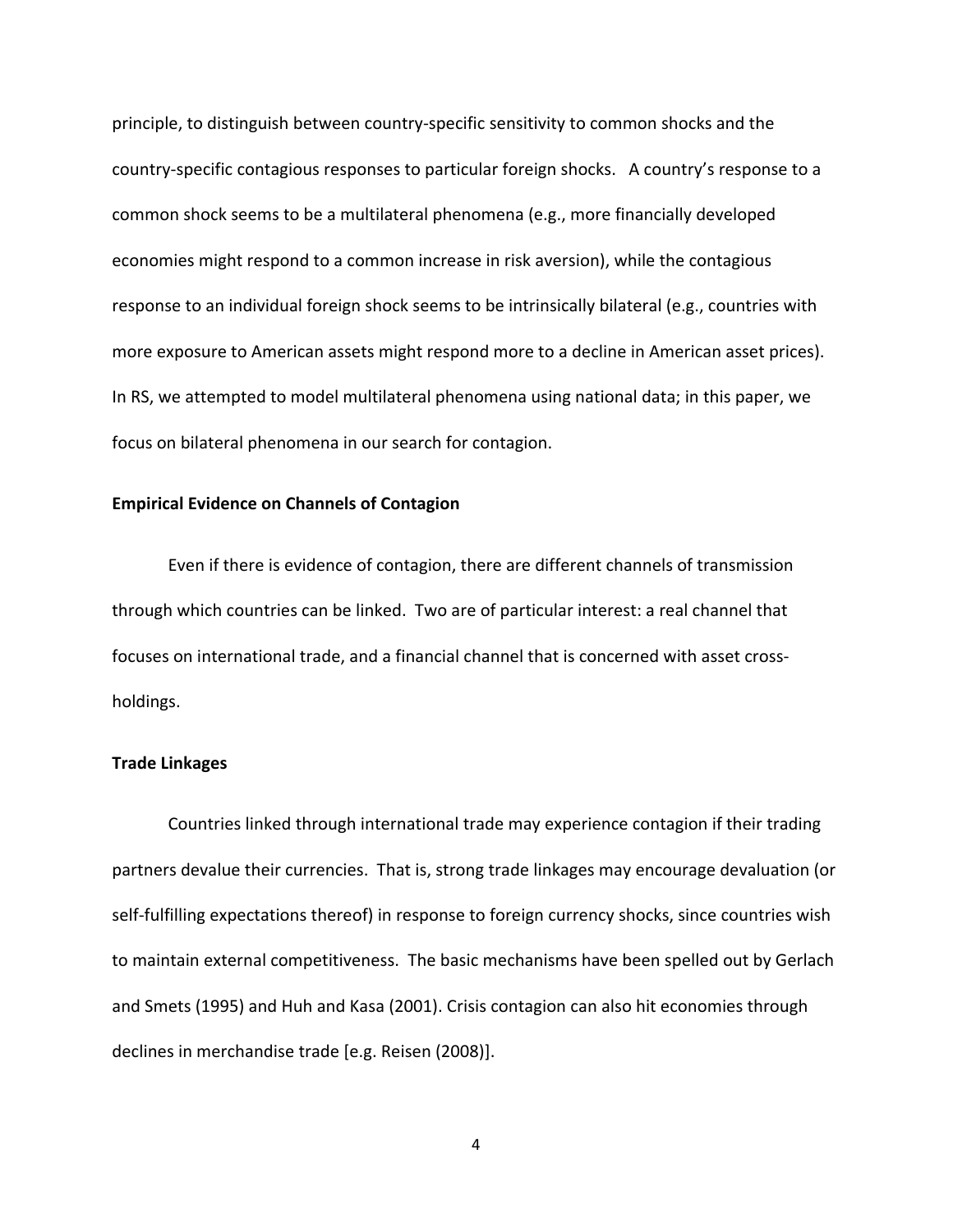principle, to distinguish between country-specific sensitivity to common shocks and the country-specific contagious responses to particular foreign shocks. A country's response to a common shock seems to be a multilateral phenomena (e.g., more financially developed economies might respond to a common increase in risk aversion), while the contagious response to an individual foreign shock seems to be intrinsically bilateral (e.g., countries with more exposure to American assets might respond more to a decline in American asset prices). In RS, we attempted to model multilateral phenomena using national data; in this paper, we focus on bilateral phenomena in our search for contagion.

**Empirical Evidence on Channels of Contagion**

Even if there is evidence of contagion, there are different channels of transmission through which countries can be linked. Two are of particular interest: a real channel that focuses on international trade, and a financial channel that is concerned with asset cross-holdings.

**Trade Linkages**

Countries linked through international trade may experience contagion if their trading partners devalue their currencies. That is, strong trade linkages may encourage devaluation (or self-fulfilling expectations thereof) in response to foreign currency shocks, since countries wish to maintain external competitiveness. The basic mechanisms have been spelled out by Gerlach and Smets (1995) and Huh and Kasa (2001). Crisis contagion can also hit economies through declines in merchandise trade [e.g. Reisen (2008)].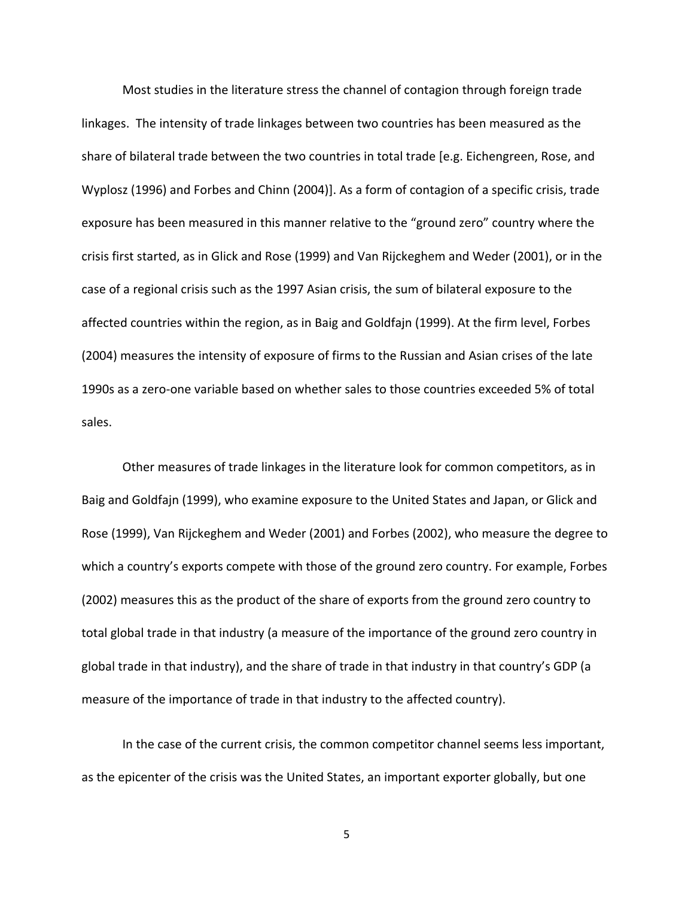Most studies in the literature stress the channel of contagion through foreign trade linkages. The intensity of trade linkages between two countries has been measured as the share of bilateral trade between the two countries in total trade [e.g. Eichengreen, Rose, and Wyplosz (1996) and Forbes and Chinn (2004)]. As a form of contagion of a specific crisis, trade exposure has been measured in this manner relative to the "ground zero" country where the crisis first started, as in Glick and Rose (1999) and Van Rijckeghem and Weder (2001), or in the case of a regional crisis such as the 1997 Asian crisis, the sum of bilateral exposure to the affected countries within the region, as in Baig and Goldfajn (1999). At the firm level, Forbes (2004) measures the intensity of exposure of firms to the Russian and Asian crises of the late 1990s as a zero-one variable based on whether sales to those countries exceeded 5% of total sales.

Other measures of trade linkages in the literature look for common competitors, as in Baig and Goldfajn (1999), who examine exposure to the United States and Japan, or Glick and Rose (1999), Van Rijckeghem and Weder (2001) and Forbes (2002), who measure the degree to which a country's exports compete with those of the ground zero country. For example, Forbes (2002) measures this as the product of the share of exports from the ground zero country to total global trade in that industry (a measure of the importance of the ground zero country in global trade in that industry), and the share of trade in that industry in that country's GDP (a measure of the importance of trade in that industry to the affected country).

In the case of the current crisis, the common competitor channel seems less important, as the epicenter of the crisis was the United States, an important exporter globally, but one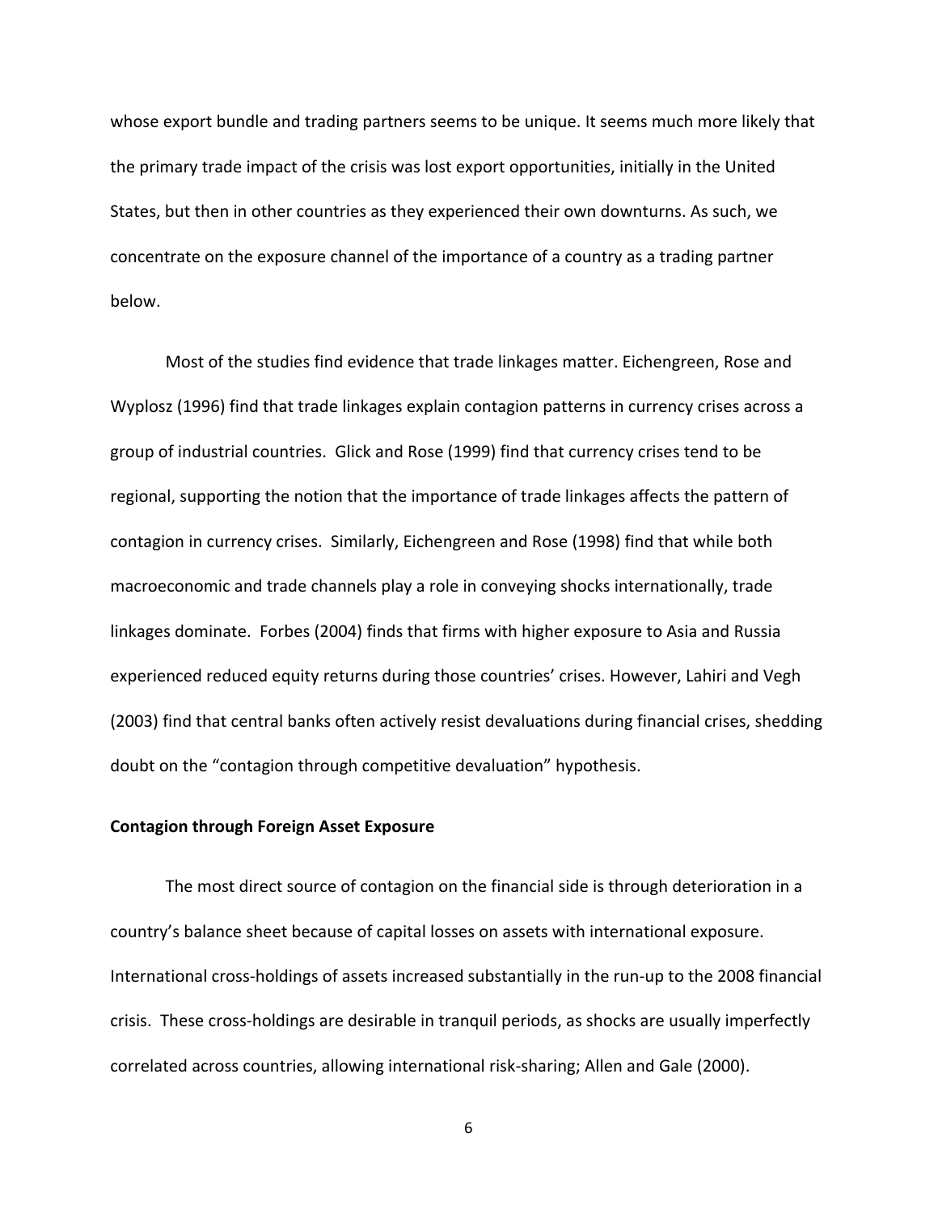whose export bundle and trading partners seems to be unique. It seems much more likely that the primary trade impact of the crisis was lost export opportunities, initially in the United States, but then in other countries as they experienced their own downturns. As such, we concentrate on the exposure channel of the importance of a country as a trading partner below.

Most of the studies find evidence that trade linkages matter. Eichengreen, Rose and Wyplosz (1996) find that trade linkages explain contagion patterns in currency crises across a group of industrial countries. Glick and Rose (1999) find that currency crises tend to be regional, supporting the notion that the importance of trade linkages affects the pattern of contagion in currency crises. Similarly, Eichengreen and Rose (1998) find that while both macroeconomic and trade channels play a role in conveying shocks internationally, trade linkages dominate. Forbes (2004) finds that firms with higher exposure to Asia and Russia experienced reduced equity returns during those countries' crises. However, Lahiri and Vegh (2003) find that central banks often actively resist devaluations during financial crises, shedding doubt on the "contagion through competitive devaluation" hypothesis.

**Contagion through Foreign Asset Exposure**

The most direct source of contagion on the financial side is through deterioration in a country's balance sheet because of capital losses on assets with international exposure. International cross-holdings of assets increased substantially in the run-up to the 2008 financial crisis. These cross-holdings are desirable in tranquil periods, as shocks are usually imperfectly correlated across countries, allowing international risk-sharing; Allen and Gale (2000).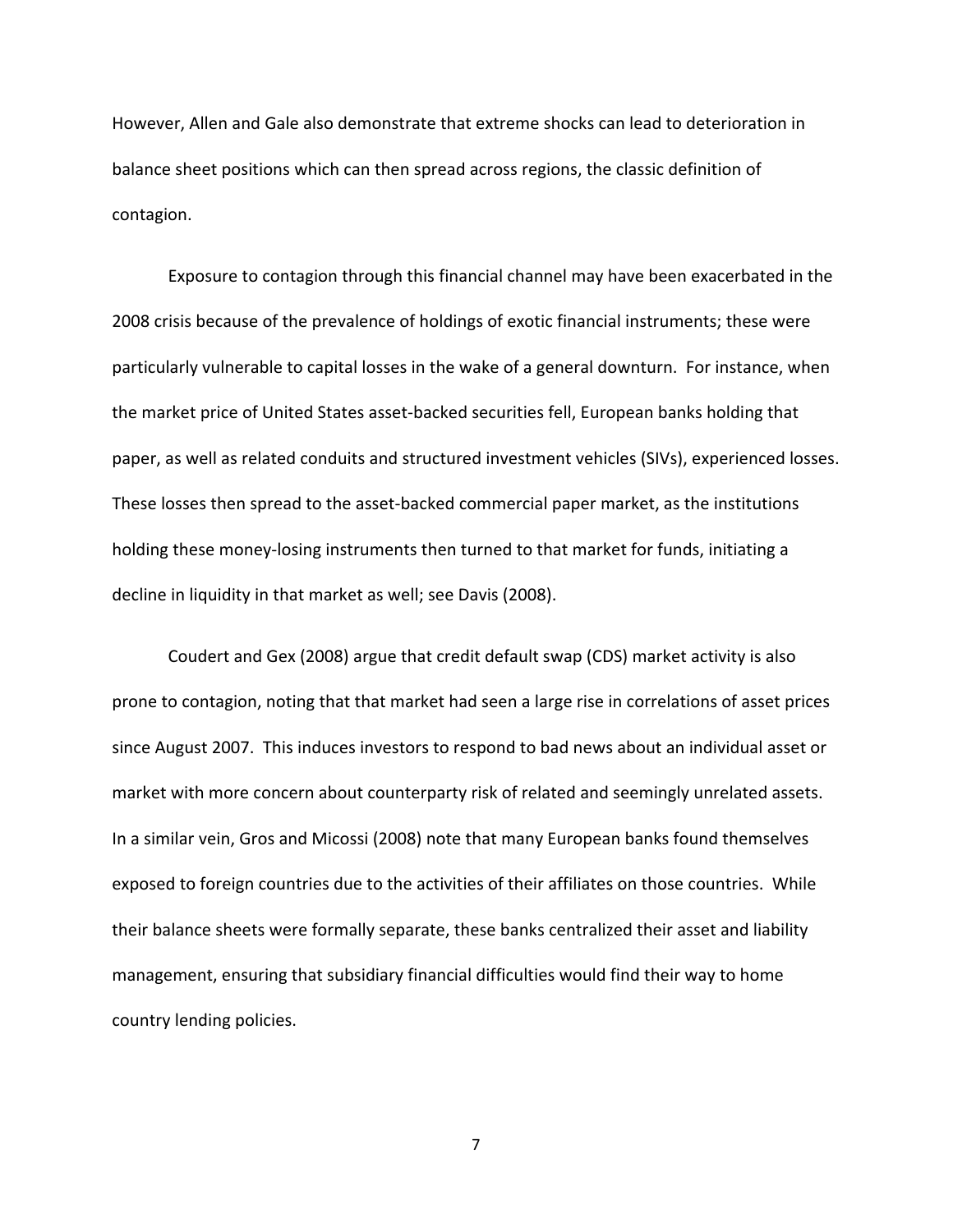However, Allen and Gale also demonstrate that extreme shocks can lead to deterioration in balance sheet positions which can then spread across regions, the classic definition of contagion.

Exposure to contagion through this financial channel may have been exacerbated in the 2008 crisis because of the prevalence of holdings of exotic financial instruments; these were particularly vulnerable to capital losses in the wake of a general downturn. For instance, when the market price of United States asset-backed securities fell, European banks holding that paper, as well as related conduits and structured investment vehicles (SIVs), experienced losses. These losses then spread to the asset-backed commercial paper market, as the institutions holding these money-losing instruments then turned to that market for funds, initiating a decline in liquidity in that market as well; see Davis (2008).

Coudert and Gex (2008) argue that credit default swap (CDS) market activity is also prone to contagion, noting that that market had seen a large rise in correlations of asset prices since August 2007. This induces investors to respond to bad news about an individual asset or market with more concern about counterparty risk of related and seemingly unrelated assets. In a similar vein, Gros and Micossi (2008) note that many European banks found themselves exposed to foreign countries due to the activities of their affiliates on those countries. While their balance sheets were formally separate, these banks centralized their asset and liability management, ensuring that subsidiary financial difficulties would find their way to home country lending policies.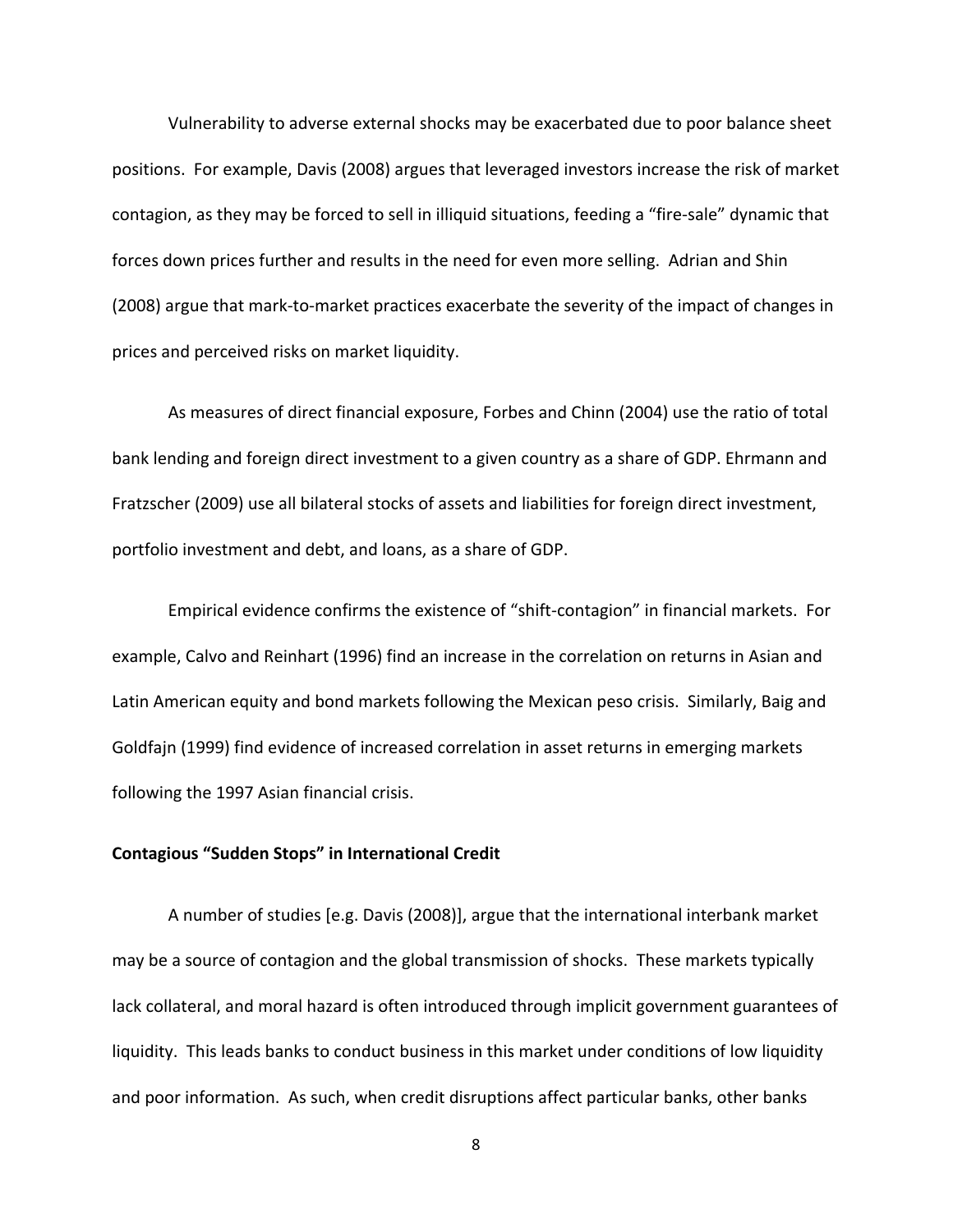Vulnerability to adverse external shocks may be exacerbated due to poor balance sheet positions. For example, Davis (2008) argues that leveraged investors increase the risk of market contagion, as they may be forced to sell in illiquid situations, feeding a "fire-sale" dynamic that forces down prices further and results in the need for even more selling. Adrian and Shin (2008) argue that mark-to-market practices exacerbate the severity of the impact of changes in prices and perceived risks on market liquidity.

As measures of direct financial exposure, Forbes and Chinn (2004) use the ratio of total bank lending and foreign direct investment to a given country as a share of GDP. Ehrmann and Fratzscher (2009) use all bilateral stocks of assets and liabilities for foreign direct investment, portfolio investment and debt, and loans, as a share of GDP.

Empirical evidence confirms the existence of "shift-contagion" in financial markets. For example, Calvo and Reinhart (1996) find an increase in the correlation on returns in Asian and Latin American equity and bond markets following the Mexican peso crisis. Similarly, Baig and Goldfajn (1999) find evidence of increased correlation in asset returns in emerging markets following the 1997 Asian financial crisis.

**Contagious "Sudden Stops" in International Credit**

A number of studies [e.g. Davis (2008)], argue that the international interbank market may be a source of contagion and the global transmission of shocks. These markets typically lack collateral, and moral hazard is often introduced through implicit government guarantees of liquidity. This leads banks to conduct business in this market under conditions of low liquidity and poor information. As such, when credit disruptions affect particular banks, other banks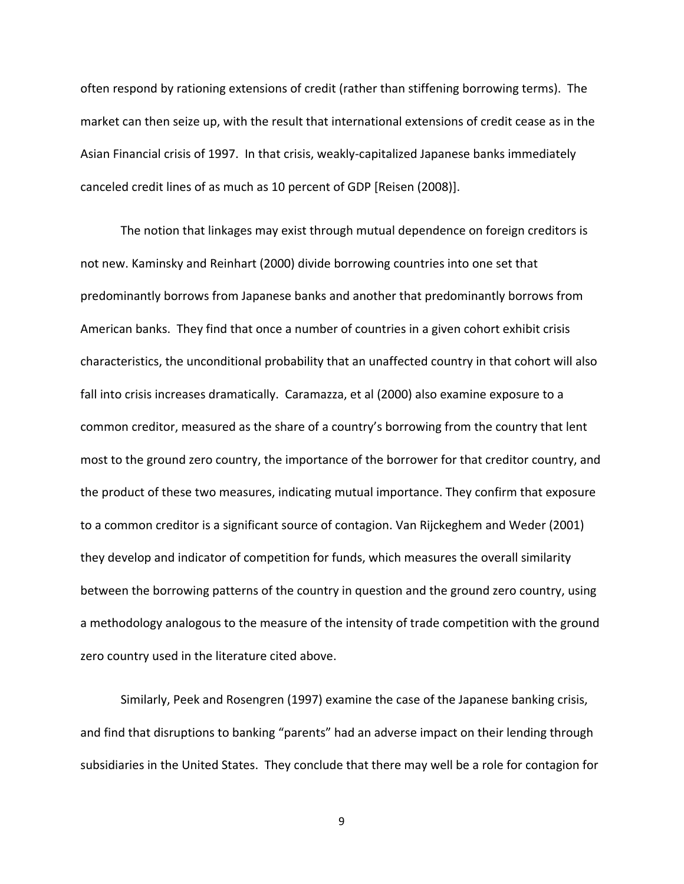often respond by rationing extensions of credit (rather than stiffening borrowing terms). The market can then seize up, with the result that international extensions of credit cease as in the Asian Financial crisis of 1997. In that crisis, weakly-capitalized Japanese banks immediately canceled credit lines of as much as 10 percent of GDP [Reisen (2008)].

The notion that linkages may exist through mutual dependence on foreign creditors is not new. Kaminsky and Reinhart (2000) divide borrowing countries into one set that predominantly borrows from Japanese banks and another that predominantly borrows from American banks. They find that once a number of countries in a given cohort exhibit crisis characteristics, the unconditional probability that an unaffected country in that cohort will also fall into crisis increases dramatically. Caramazza, et al (2000) also examine exposure to a common creditor, measured as the share of a country's borrowing from the country that lent most to the ground zero country, the importance of the borrower for that creditor country, and the product of these two measures, indicating mutual importance. They confirm that exposure to a common creditor is a significant source of contagion. Van Rijckeghem and Weder (2001) they develop and indicator of competition for funds, which measures the overall similarity between the borrowing patterns of the country in question and the ground zero country, using a methodology analogous to the measure of the intensity of trade competition with the ground zero country used in the literature cited above.

Similarly, Peek and Rosengren (1997) examine the case of the Japanese banking crisis, and find that disruptions to banking "parents" had an adverse impact on their lending through subsidiaries in the United States. They conclude that there may well be a role for contagion for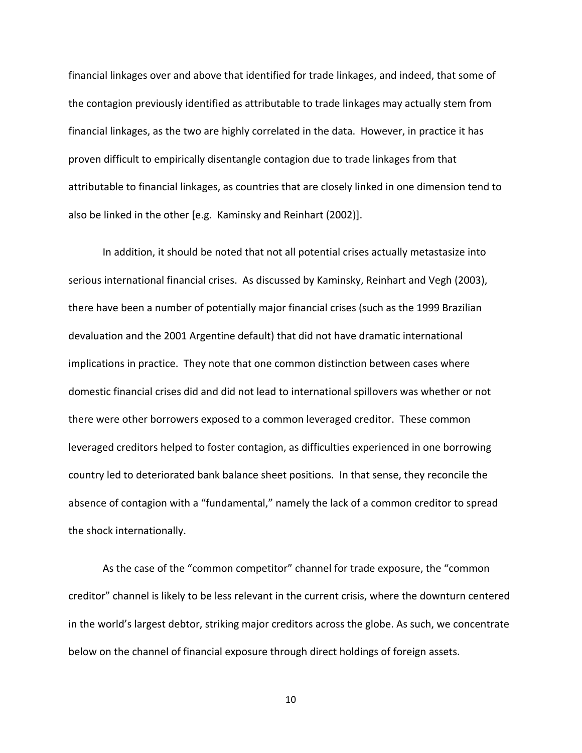financial linkages over and above that identified for trade linkages, and indeed, that some of the contagion previously identified as attributable to trade linkages may actually stem from financial linkages, as the two are highly correlated in the data. However, in practice it has proven difficult to empirically disentangle contagion due to trade linkages from that attributable to financial linkages, as countries that are closely linked in one dimension tend to also be linked in the other [e.g. Kaminsky and Reinhart (2002)].

In addition, it should be noted that not all potential crises actually metastasize into serious international financial crises. As discussed by Kaminsky, Reinhart and Vegh (2003), there have been a number of potentially major financial crises (such as the 1999 Brazilian devaluation and the 2001 Argentine default) that did not have dramatic international implications in practice. They note that one common distinction between cases where domestic financial crises did and did not lead to international spillovers was whether or not there were other borrowers exposed to a common leveraged creditor. These common leveraged creditors helped to foster contagion, as difficulties experienced in one borrowing country led to deteriorated bank balance sheet positions. In that sense, they reconcile the absence of contagion with a "fundamental," namely the lack of a common creditor to spread the shock internationally.

As the case of the "common competitor" channel for trade exposure, the "common creditor" channel is likely to be less relevant in the current crisis, where the downturn centered in the world's largest debtor, striking major creditors across the globe. As such, we concentrate below on the channel of financial exposure through direct holdings of foreign assets.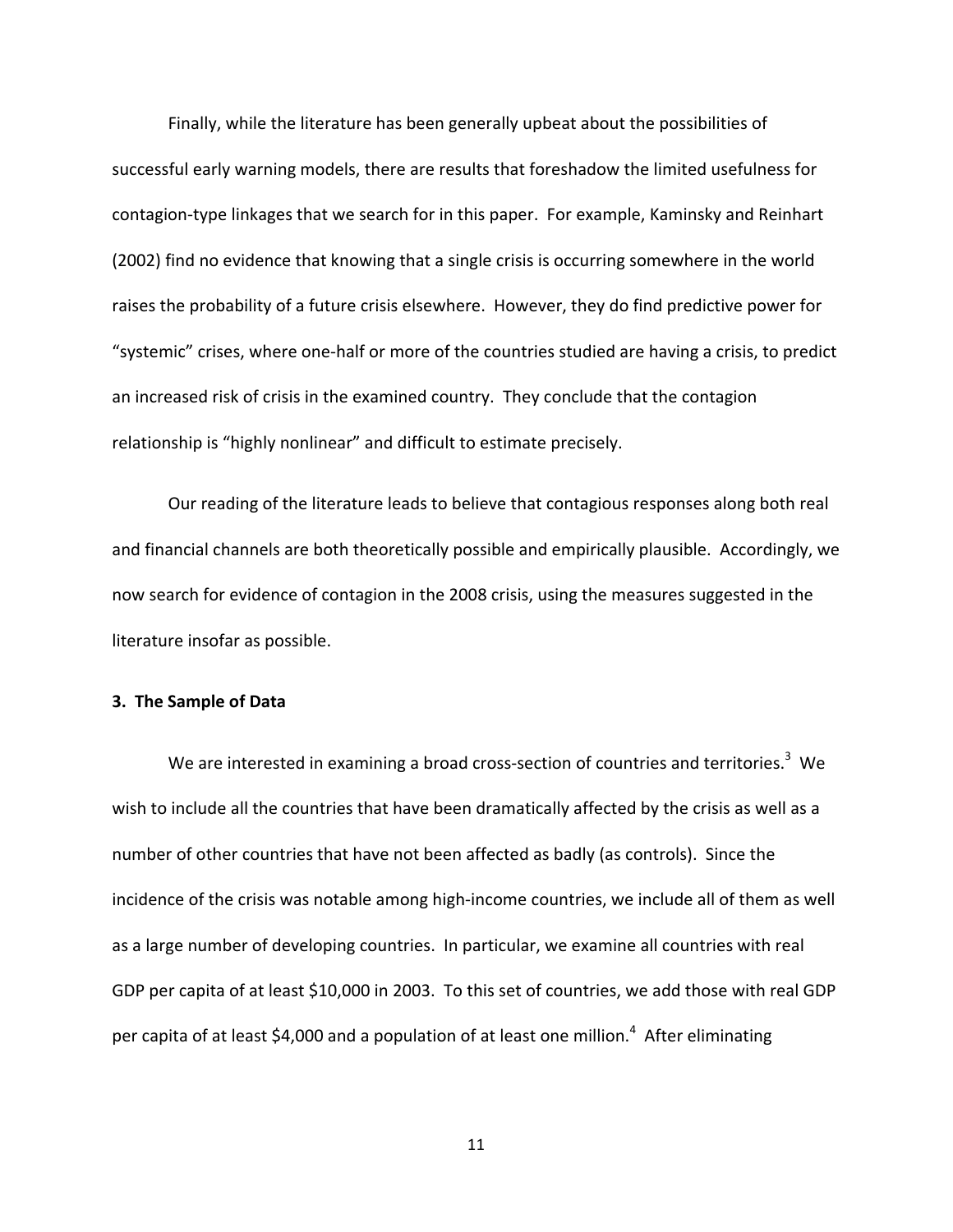Finally, while the literature has been generally upbeat about the possibilities of successful early warning models, there are results that foreshadow the limited usefulness for contagion-type linkages that we search for in this paper. For example, Kaminsky and Reinhart (2002) find no evidence that knowing that a single crisis is occurring somewhere in the world raises the probability of a future crisis elsewhere. However, they do find predictive power for "systemic" crises, where one-half or more of the countries studied are having a crisis, to predict an increased risk of crisis in the examined country. They conclude that the contagion relationship is "highly nonlinear" and difficult to estimate precisely.

Our reading of the literature leads to believe that contagious responses along both real and financial channels are both theoretically possible and empirically plausible. Accordingly, we now search for evidence of contagion in the 2008 crisis, using the measures suggested in the literature insofar as possible.

## 3. The Sample of Data

We are interested in examining a broad cross-section of countries and territories.[3] We wish to include all the countries that have been dramatically affected by the crisis as well as a number of other countries that have not been affected as badly (as controls). Since the incidence of the crisis was notable among high-income countries, we include all of them as well as a large number of developing countries. In particular, we examine all countries with real GDP per capita of at least $10,000 in 2003. To this set of countries, we add those with real GDP per capita of at least $4,000 and a population of at least one million.[4] After eliminating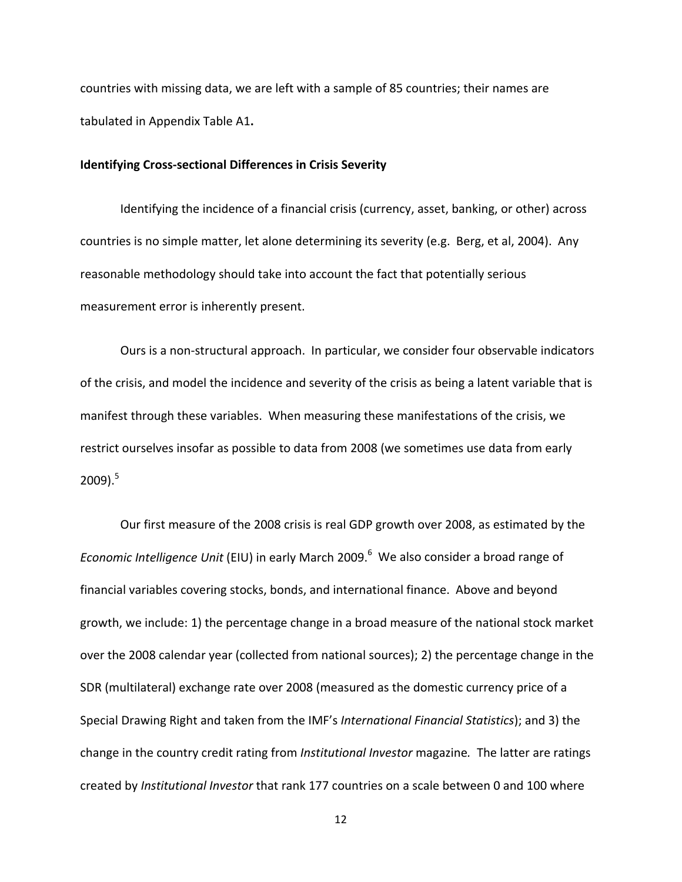countries with missing data, we are left with a sample of 85 countries; their names are tabulated in Appendix Table A1**.**

### Identifying Cross-sectional Differences in Crisis Severity

Identifying the incidence of a financial crisis (currency, asset, banking, or other) across countries is no simple matter, let alone determining its severity (e.g. Berg, et al, 2004). Any reasonable methodology should take into account the fact that potentially serious measurement error is inherently present.

Ours is a non-structural approach. In particular, we consider four observable indicators of the crisis, and model the incidence and severity of the crisis as being a latent variable that is manifest through these variables. When measuring these manifestations of the crisis, we restrict ourselves insofar as possible to data from 2008 (we sometimes use data from early 2009).[5]

Our first measure of the 2008 crisis is real GDP growth over 2008, as estimated by the *Economic Intelligence Unit* (EIU) in early March 2009.[6] We also consider a broad range of financial variables covering stocks, bonds, and international finance. Above and beyond growth, we include: 1) the percentage change in a broad measure of the national stock market over the 2008 calendar year (collected from national sources); 2) the percentage change in the SDR (multilateral) exchange rate over 2008 (measured as the domestic currency price of a Special Drawing Right and taken from the IMF's *International Financial Statistics*); and 3) the change in the country credit rating from *Institutional Investor* magazine*.* The latter are ratings created by *Institutional Investor* that rank 177 countries on a scale between 0 and 100 where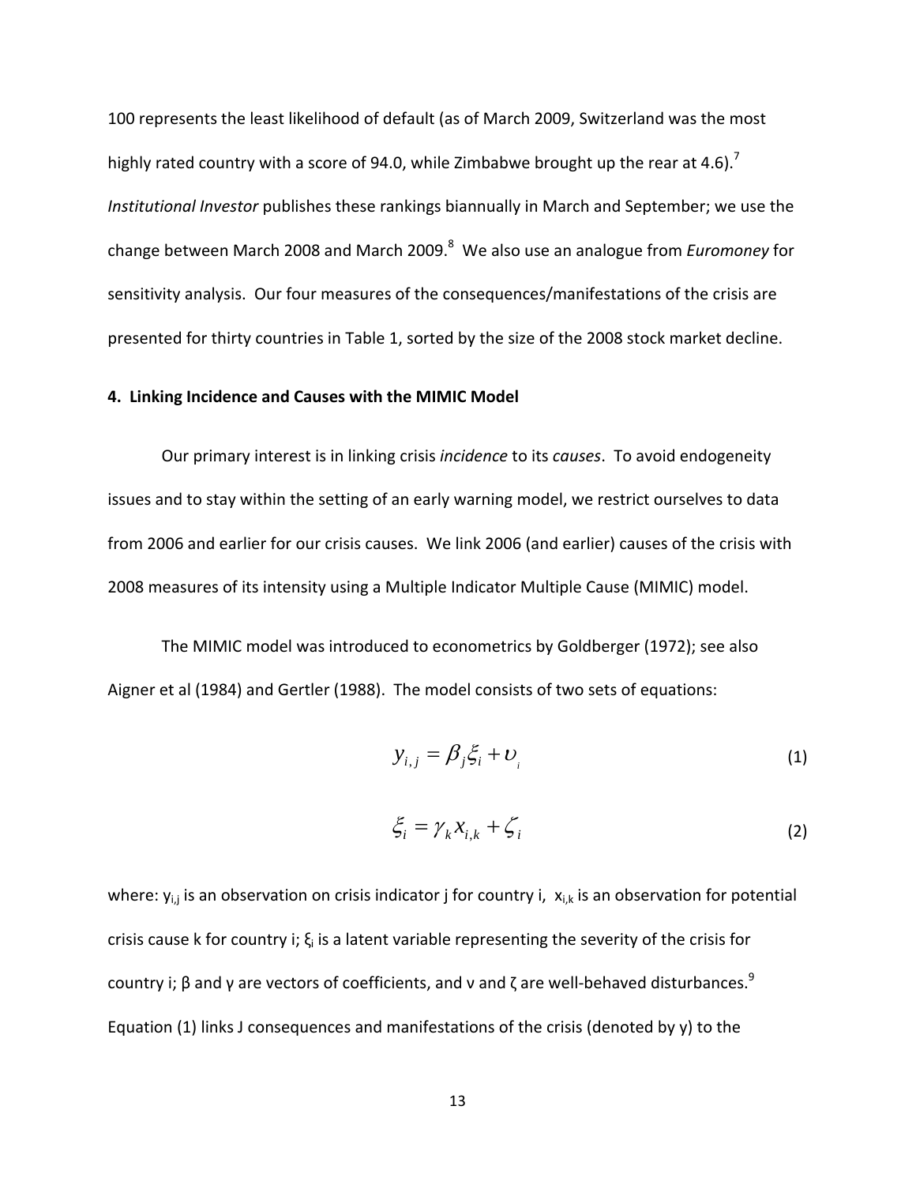100 represents the least likelihood of default (as of March 2009, Switzerland was the most highly rated country with a score of 94.0, while Zimbabwe brought up the rear at 4.6).[7] *Institutional Investor* publishes these rankings biannually in March and September; we use the change between March 2008 and March 2009.[8] We also use an analogue from *Euromoney* for sensitivity analysis. Our four measures of the consequences/manifestations of the crisis are presented for thirty countries in Table 1, sorted by the size of the 2008 stock market decline.

**4. Linking Incidence and Causes with the MIMIC Model**

Our primary interest is in linking crisis *incidence* to its *causes*. To avoid endogeneity issues and to stay within the setting of an early warning model, we restrict ourselves to data from 2006 and earlier for our crisis causes. We link 2006 (and earlier) causes of the crisis with 2008 measures of its intensity using a Multiple Indicator Multiple Cause (MIMIC) model.

The MIMIC model was introduced to econometrics by Goldberger (1972); see also Aigner et al (1984) and Gertler (1988). The model consists of two sets of equations:

$$y_{i,j} = \beta_j \xi_i + \upsilon_i \tag{1}$$

$$\xi_i = \gamma_k x_{i,k} + \zeta_i \tag{2}$$

where: $y_{i,j}$ is an observation on crisis indicator j for country i, $x_{i,k}$ is an observation for potential crisis cause k for country i; $\xi_i$ is a latent variable representing the severity of the crisis for country i; β and γ are vectors of coefficients, and ν and ζ are well-behaved disturbances.[9] Equation (1) links J consequences and manifestations of the crisis (denoted by y) to the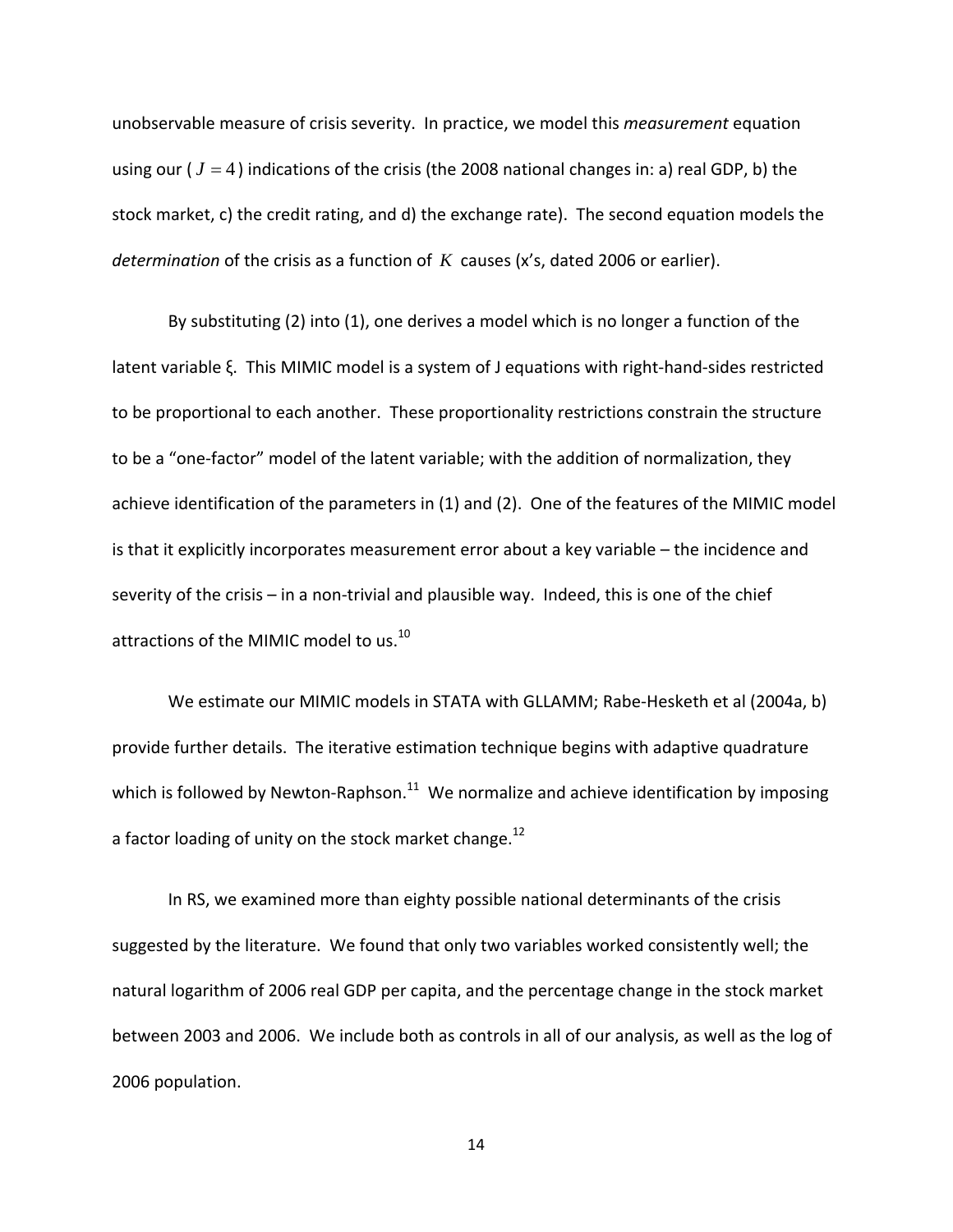unobservable measure of crisis severity. In practice, we model this *measurement* equation using our ( $J = 4$ ) indications of the crisis (the 2008 national changes in: a) real GDP, b) the stock market, c) the credit rating, and d) the exchange rate). The second equation models the *determination* of the crisis as a function of $K$ causes (x's, dated 2006 or earlier).

By substituting (2) into (1), one derives a model which is no longer a function of the latent variable ξ. This MIMIC model is a system of J equations with right-hand-sides restricted to be proportional to each another. These proportionality restrictions constrain the structure to be a "one-factor" model of the latent variable; with the addition of normalization, they achieve identification of the parameters in (1) and (2). One of the features of the MIMIC model is that it explicitly incorporates measurement error about a key variable – the incidence and severity of the crisis – in a non-trivial and plausible way. Indeed, this is one of the chief attractions of the MIMIC model to us.[10]

We estimate our MIMIC models in STATA with GLLAMM; Rabe-Hesketh et al (2004a, b) provide further details. The iterative estimation technique begins with adaptive quadrature which is followed by Newton-Raphson.[11] We normalize and achieve identification by imposing a factor loading of unity on the stock market change.[12]

In RS, we examined more than eighty possible national determinants of the crisis suggested by the literature. We found that only two variables worked consistently well; the natural logarithm of 2006 real GDP per capita, and the percentage change in the stock market between 2003 and 2006. We include both as controls in all of our analysis, as well as the log of 2006 population.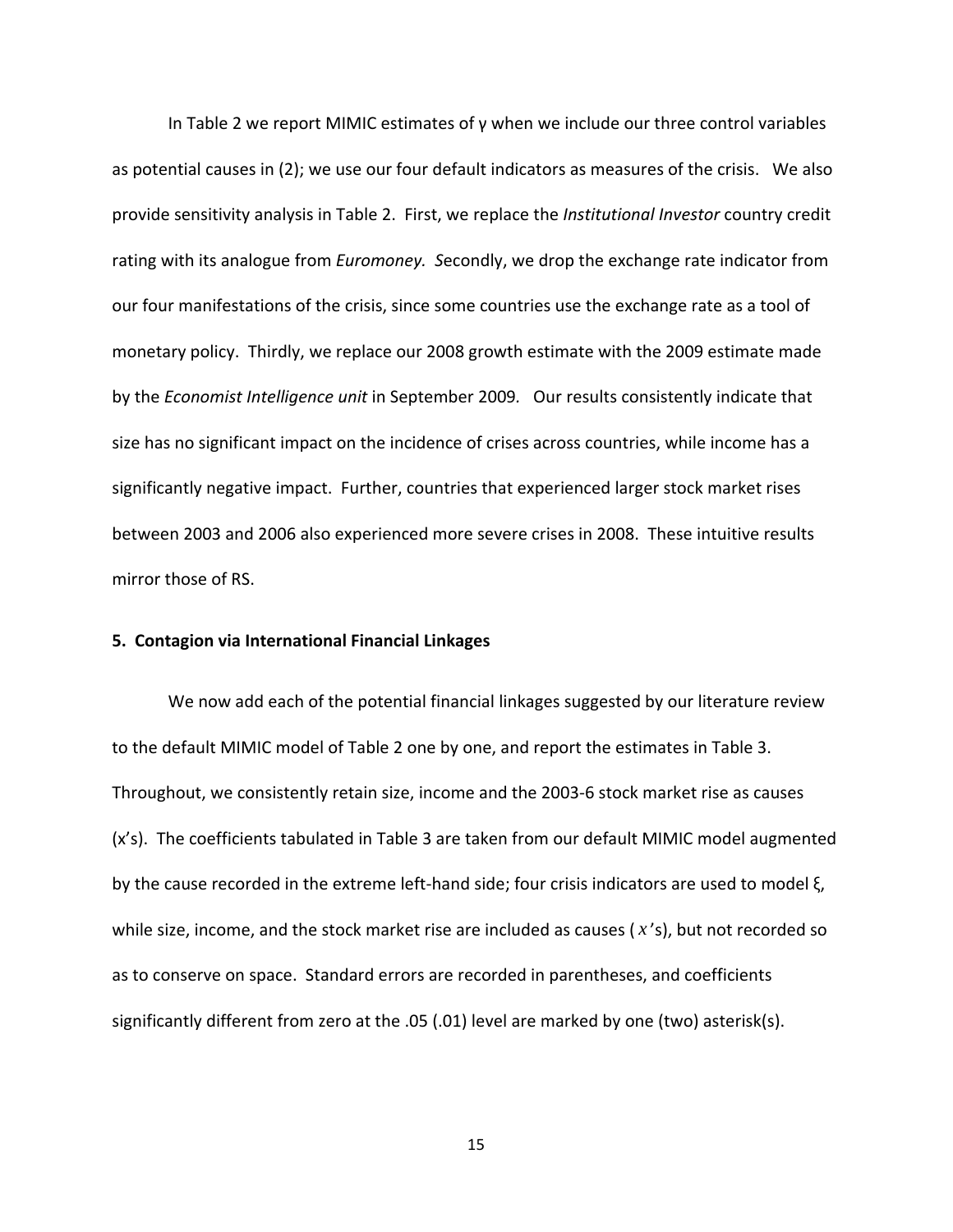In Table 2 we report MIMIC estimates of $\gamma$ when we include our three control variables as potential causes in (2); we use our four default indicators as measures of the crisis. We also provide sensitivity analysis in Table 2. First, we replace the *Institutional Investor* country credit rating with its analogue from *Euromoney. S*econdly, we drop the exchange rate indicator from our four manifestations of the crisis, since some countries use the exchange rate as a tool of monetary policy. Thirdly, we replace our 2008 growth estimate with the 2009 estimate made by the *Economist Intelligence unit* in September 2009*.* Our results consistently indicate that size has no significant impact on the incidence of crises across countries, while income has a significantly negative impact. Further, countries that experienced larger stock market rises between 2003 and 2006 also experienced more severe crises in 2008. These intuitive results mirror those of RS.

**5. Contagion via International Financial Linkages**

We now add each of the potential financial linkages suggested by our literature review to the default MIMIC model of Table 2 one by one, and report the estimates in Table 3. Throughout, we consistently retain size, income and the 2003-6 stock market rise as causes (x's). The coefficients tabulated in Table 3 are taken from our default MIMIC model augmented by the cause recorded in the extreme left-hand side; four crisis indicators are used to model $\xi$, while size, income, and the stock market rise are included as causes ($x$'s), but not recorded so as to conserve on space. Standard errors are recorded in parentheses, and coefficients significantly different from zero at the .05 (.01) level are marked by one (two) asterisk(s).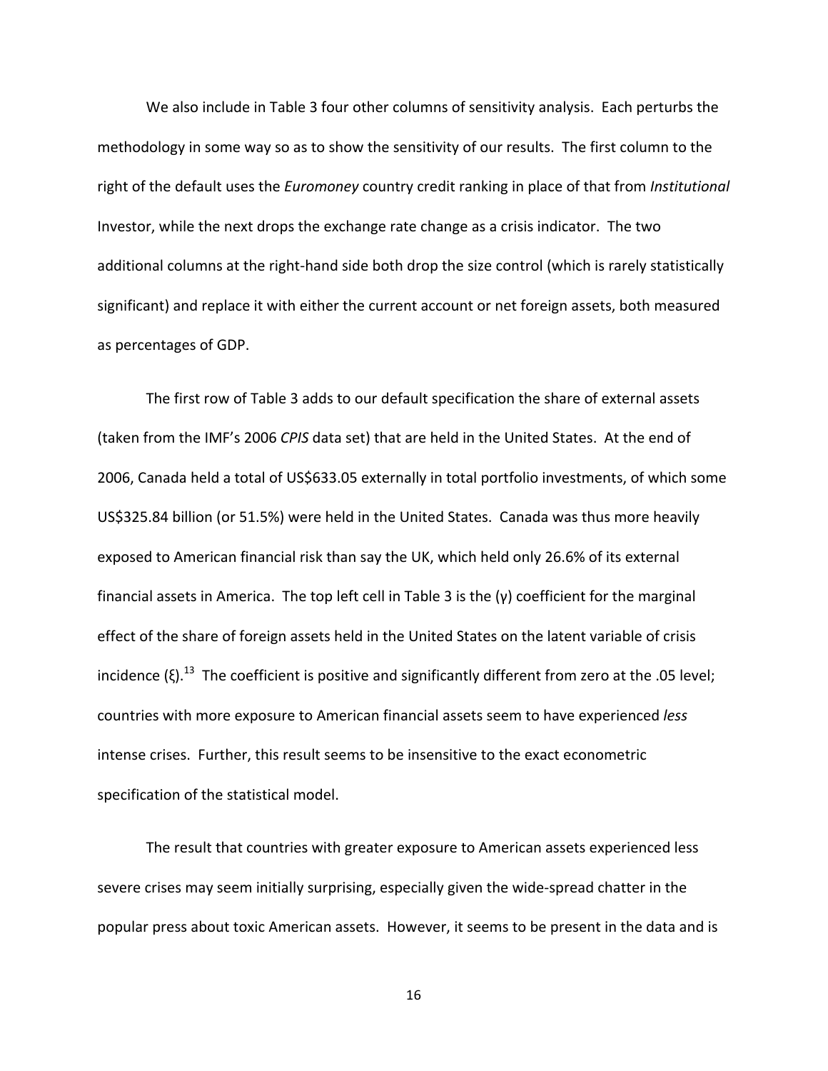We also include in Table 3 four other columns of sensitivity analysis. Each perturbs the methodology in some way so as to show the sensitivity of our results. The first column to the right of the default uses the *Euromoney* country credit ranking in place of that from *Institutional* Investor, while the next drops the exchange rate change as a crisis indicator. The two additional columns at the right-hand side both drop the size control (which is rarely statistically significant) and replace it with either the current account or net foreign assets, both measured as percentages of GDP.

The first row of Table 3 adds to our default specification the share of external assets (taken from the IMF's 2006 *CPIS* data set) that are held in the United States. At the end of 2006, Canada held a total of US$633.05 externally in total portfolio investments, of which some US$325.84 billion (or 51.5%) were held in the United States. Canada was thus more heavily exposed to American financial risk than say the UK, which held only 26.6% of its external financial assets in America. The top left cell in Table 3 is the ($\gamma$) coefficient for the marginal effect of the share of foreign assets held in the United States on the latent variable of crisis incidence ($\xi$).[13] The coefficient is positive and significantly different from zero at the .05 level; countries with more exposure to American financial assets seem to have experienced *less* intense crises. Further, this result seems to be insensitive to the exact econometric specification of the statistical model.

The result that countries with greater exposure to American assets experienced less severe crises may seem initially surprising, especially given the wide-spread chatter in the popular press about toxic American assets. However, it seems to be present in the data and is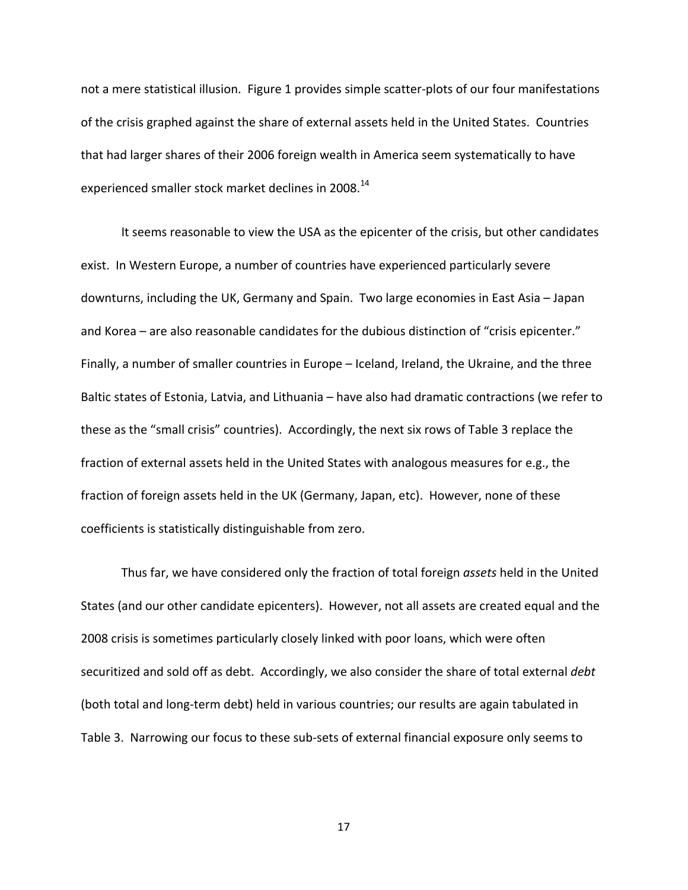not a mere statistical illusion. Figure 1 provides simple scatter-plots of our four manifestations of the crisis graphed against the share of external assets held in the United States. Countries that had larger shares of their 2006 foreign wealth in America seem systematically to have experienced smaller stock market declines in 2008.[14]

It seems reasonable to view the USA as the epicenter of the crisis, but other candidates exist. In Western Europe, a number of countries have experienced particularly severe downturns, including the UK, Germany and Spain. Two large economies in East Asia – Japan and Korea – are also reasonable candidates for the dubious distinction of "crisis epicenter." Finally, a number of smaller countries in Europe – Iceland, Ireland, the Ukraine, and the three Baltic states of Estonia, Latvia, and Lithuania – have also had dramatic contractions (we refer to these as the "small crisis" countries). Accordingly, the next six rows of Table 3 replace the fraction of external assets held in the United States with analogous measures for e.g., the fraction of foreign assets held in the UK (Germany, Japan, etc). However, none of these coefficients is statistically distinguishable from zero.

Thus far, we have considered only the fraction of total foreign *assets* held in the United States (and our other candidate epicenters). However, not all assets are created equal and the 2008 crisis is sometimes particularly closely linked with poor loans, which were often securitized and sold off as debt. Accordingly, we also consider the share of total external *debt* (both total and long-term debt) held in various countries; our results are again tabulated in Table 3. Narrowing our focus to these sub-sets of external financial exposure only seems to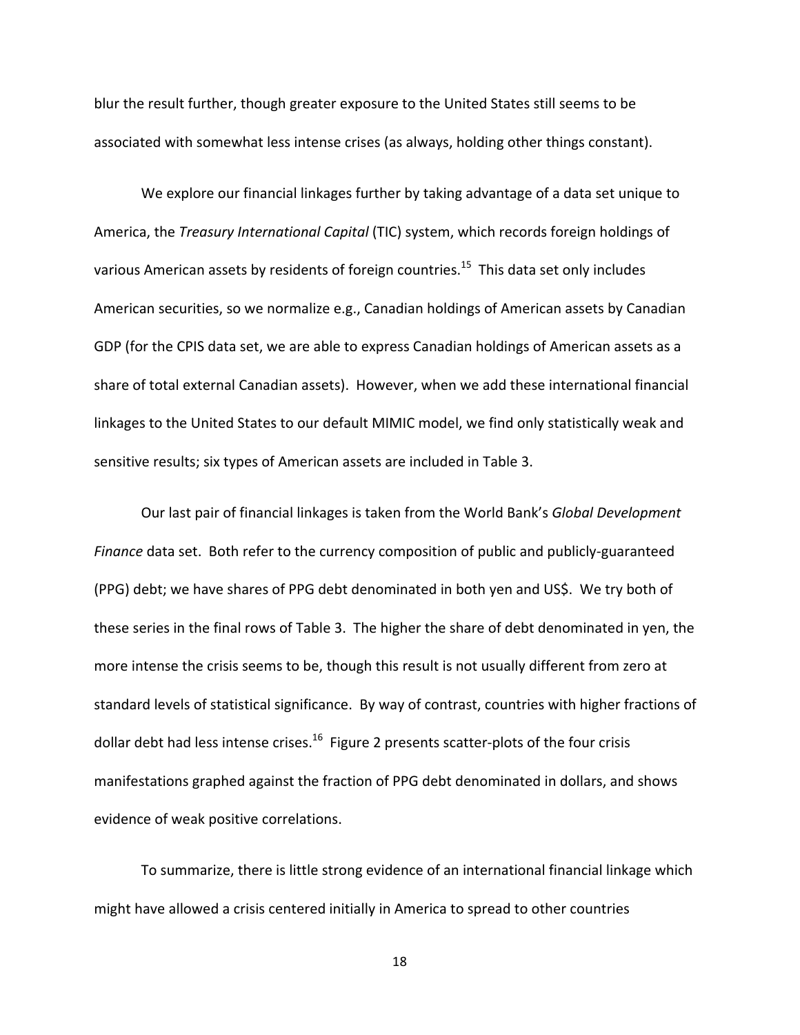blur the result further, though greater exposure to the United States still seems to be associated with somewhat less intense crises (as always, holding other things constant).

We explore our financial linkages further by taking advantage of a data set unique to America, the *Treasury International Capital* (TIC) system, which records foreign holdings of various American assets by residents of foreign countries.[15] This data set only includes American securities, so we normalize e.g., Canadian holdings of American assets by Canadian GDP (for the CPIS data set, we are able to express Canadian holdings of American assets as a share of total external Canadian assets). However, when we add these international financial linkages to the United States to our default MIMIC model, we find only statistically weak and sensitive results; six types of American assets are included in Table 3.

Our last pair of financial linkages is taken from the World Bank's *Global Development Finance* data set. Both refer to the currency composition of public and publicly-guaranteed (PPG) debt; we have shares of PPG debt denominated in both yen and US$. We try both of these series in the final rows of Table 3. The higher the share of debt denominated in yen, the more intense the crisis seems to be, though this result is not usually different from zero at standard levels of statistical significance. By way of contrast, countries with higher fractions of dollar debt had less intense crises.[16] Figure 2 presents scatter-plots of the four crisis manifestations graphed against the fraction of PPG debt denominated in dollars, and shows evidence of weak positive correlations.

To summarize, there is little strong evidence of an international financial linkage which might have allowed a crisis centered initially in America to spread to other countries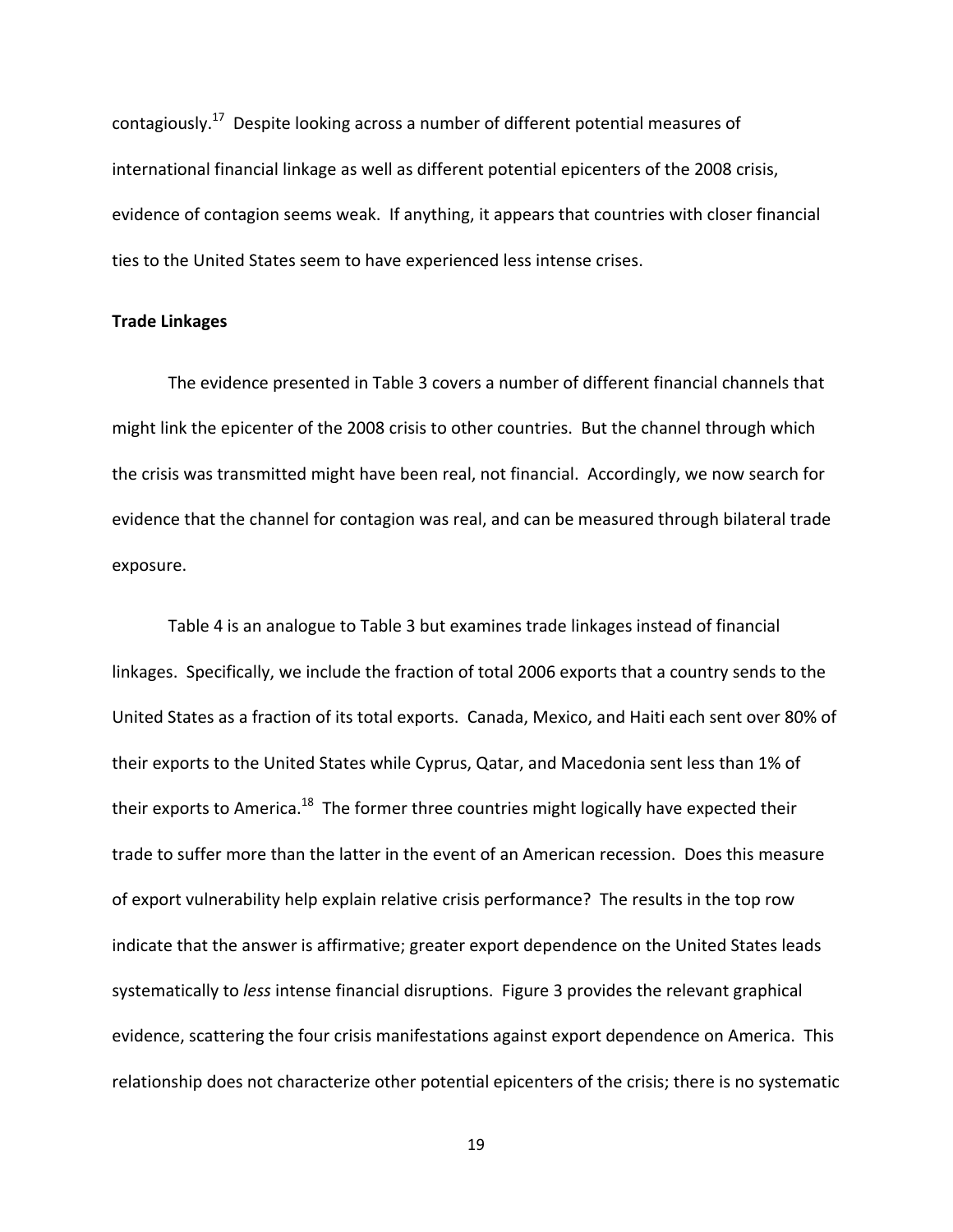contagiously.[17] Despite looking across a number of different potential measures of international financial linkage as well as different potential epicenters of the 2008 crisis, evidence of contagion seems weak. If anything, it appears that countries with closer financial ties to the United States seem to have experienced less intense crises.

**Trade Linkages**

The evidence presented in Table 3 covers a number of different financial channels that might link the epicenter of the 2008 crisis to other countries. But the channel through which the crisis was transmitted might have been real, not financial. Accordingly, we now search for evidence that the channel for contagion was real, and can be measured through bilateral trade exposure.

Table 4 is an analogue to Table 3 but examines trade linkages instead of financial linkages. Specifically, we include the fraction of total 2006 exports that a country sends to the United States as a fraction of its total exports. Canada, Mexico, and Haiti each sent over 80% of their exports to the United States while Cyprus, Qatar, and Macedonia sent less than 1% of their exports to America.[18] The former three countries might logically have expected their trade to suffer more than the latter in the event of an American recession. Does this measure of export vulnerability help explain relative crisis performance? The results in the top row indicate that the answer is affirmative; greater export dependence on the United States leads systematically to *less* intense financial disruptions. Figure 3 provides the relevant graphical evidence, scattering the four crisis manifestations against export dependence on America. This relationship does not characterize other potential epicenters of the crisis; there is no systematic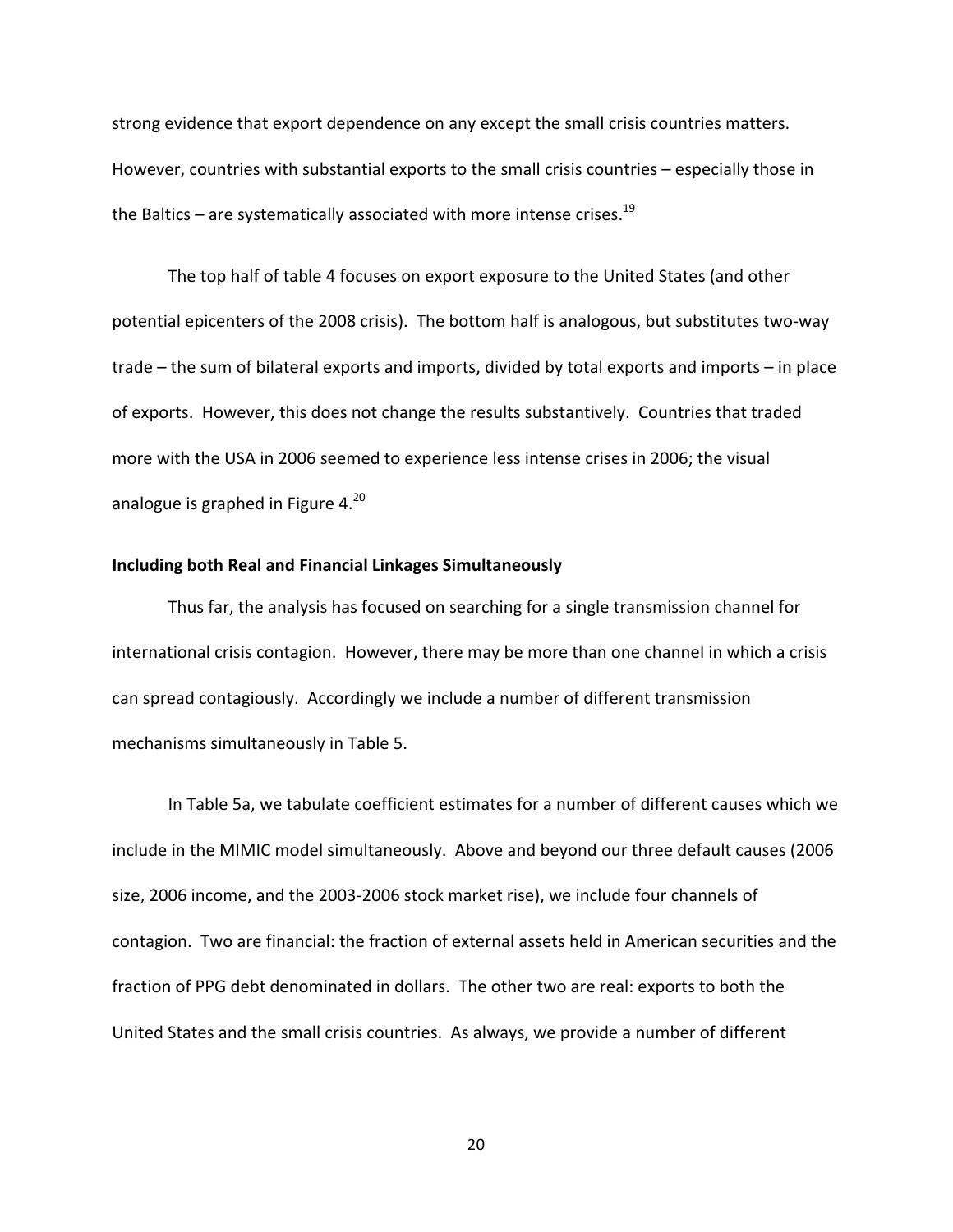strong evidence that export dependence on any except the small crisis countries matters. However, countries with substantial exports to the small crisis countries – especially those in the Baltics – are systematically associated with more intense crises.[19]

The top half of table 4 focuses on export exposure to the United States (and other potential epicenters of the 2008 crisis). The bottom half is analogous, but substitutes two-way trade – the sum of bilateral exports and imports, divided by total exports and imports – in place of exports. However, this does not change the results substantively. Countries that traded more with the USA in 2006 seemed to experience less intense crises in 2006; the visual analogue is graphed in Figure 4.[20]

**Including both Real and Financial Linkages Simultaneously**

Thus far, the analysis has focused on searching for a single transmission channel for international crisis contagion. However, there may be more than one channel in which a crisis can spread contagiously. Accordingly we include a number of different transmission mechanisms simultaneously in Table 5.

In Table 5a, we tabulate coefficient estimates for a number of different causes which we include in the MIMIC model simultaneously. Above and beyond our three default causes (2006 size, 2006 income, and the 2003-2006 stock market rise), we include four channels of contagion. Two are financial: the fraction of external assets held in American securities and the fraction of PPG debt denominated in dollars. The other two are real: exports to both the United States and the small crisis countries. As always, we provide a number of different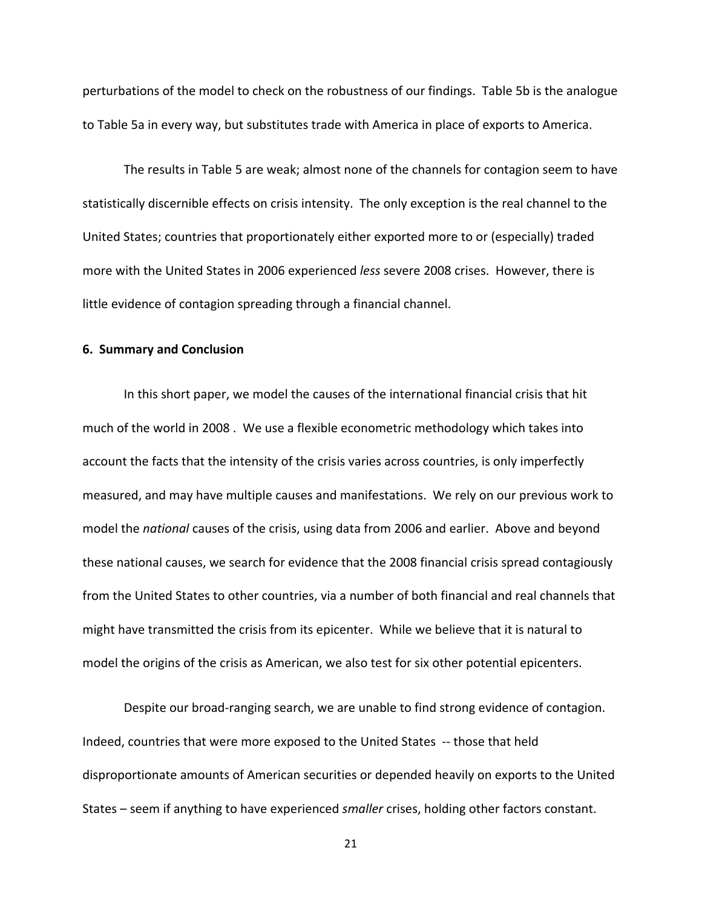perturbations of the model to check on the robustness of our findings. Table 5b is the analogue to Table 5a in every way, but substitutes trade with America in place of exports to America.

The results in Table 5 are weak; almost none of the channels for contagion seem to have statistically discernible effects on crisis intensity. The only exception is the real channel to the United States; countries that proportionately either exported more to or (especially) traded more with the United States in 2006 experienced *less* severe 2008 crises. However, there is little evidence of contagion spreading through a financial channel.

## 6. Summary and Conclusion

In this short paper, we model the causes of the international financial crisis that hit much of the world in 2008 . We use a flexible econometric methodology which takes into account the facts that the intensity of the crisis varies across countries, is only imperfectly measured, and may have multiple causes and manifestations. We rely on our previous work to model the *national* causes of the crisis, using data from 2006 and earlier. Above and beyond these national causes, we search for evidence that the 2008 financial crisis spread contagiously from the United States to other countries, via a number of both financial and real channels that might have transmitted the crisis from its epicenter. While we believe that it is natural to model the origins of the crisis as American, we also test for six other potential epicenters.

Despite our broad-ranging search, we are unable to find strong evidence of contagion. Indeed, countries that were more exposed to the United States -- those that held disproportionate amounts of American securities or depended heavily on exports to the United States – seem if anything to have experienced *smaller* crises, holding other factors constant.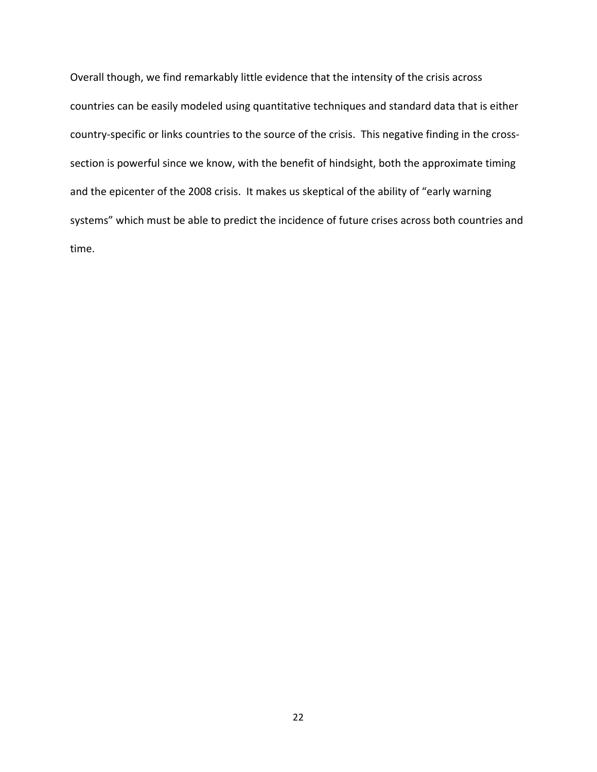Overall though, we find remarkably little evidence that the intensity of the crisis across countries can be easily modeled using quantitative techniques and standard data that is either country-specific or links countries to the source of the crisis. This negative finding in the cross-section is powerful since we know, with the benefit of hindsight, both the approximate timing and the epicenter of the 2008 crisis. It makes us skeptical of the ability of "early warning systems" which must be able to predict the incidence of future crises across both countries and time.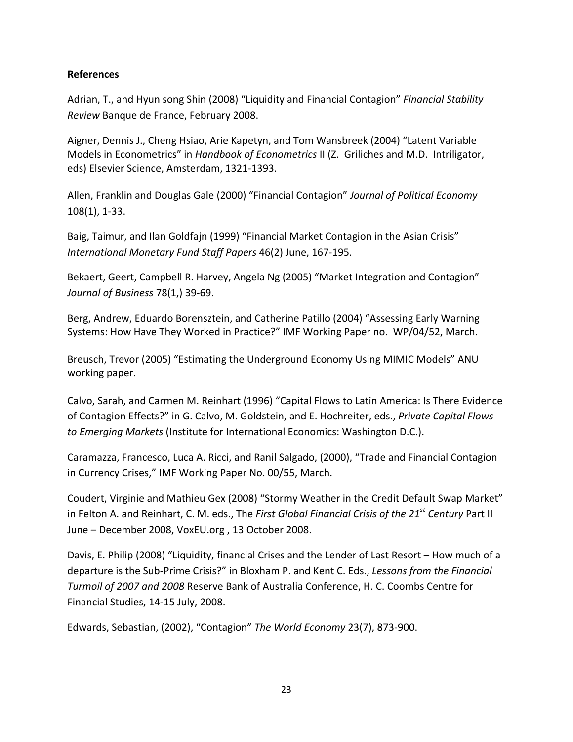**References**

Adrian, T., and Hyun song Shin (2008) "Liquidity and Financial Contagion" *Financial Stability Review* Banque de France, February 2008.

Aigner, Dennis J., Cheng Hsiao, Arie Kapetyn, and Tom Wansbreek (2004) "Latent Variable Models in Econometrics" in *Handbook of Econometrics* II (Z. Griliches and M.D. Intriligator, eds) Elsevier Science, Amsterdam, 1321-1393.

Allen, Franklin and Douglas Gale (2000) "Financial Contagion" *Journal of Political Economy* 108(1), 1-33.

Baig, Taimur, and Ilan Goldfajn (1999) "Financial Market Contagion in the Asian Crisis" *International Monetary Fund Staff Papers* 46(2) June, 167-195.

Bekaert, Geert, Campbell R. Harvey, Angela Ng (2005) "Market Integration and Contagion" *Journal of Business* 78(1,) 39-69.

Berg, Andrew, Eduardo Borensztein, and Catherine Patillo (2004) "Assessing Early Warning Systems: How Have They Worked in Practice?" IMF Working Paper no. WP/04/52, March.

Breusch, Trevor (2005) "Estimating the Underground Economy Using MIMIC Models" ANU working paper.

Calvo, Sarah, and Carmen M. Reinhart (1996) "Capital Flows to Latin America: Is There Evidence of Contagion Effects?" in G. Calvo, M. Goldstein, and E. Hochreiter, eds., *Private Capital Flows to Emerging Markets* (Institute for International Economics: Washington D.C.).

Caramazza, Francesco, Luca A. Ricci, and Ranil Salgado, (2000), "Trade and Financial Contagion in Currency Crises," IMF Working Paper No. 00/55, March.

Coudert, Virginie and Mathieu Gex (2008) "Stormy Weather in the Credit Default Swap Market" in Felton A. and Reinhart, C. M. eds., The *First Global Financial Crisis of the 21st Century* Part II June – December 2008, VoxEU.org , 13 October 2008.

Davis, E. Philip (2008) "Liquidity, financial Crises and the Lender of Last Resort – How much of a departure is the Sub-Prime Crisis?" in Bloxham P. and Kent C. Eds., *Lessons from the Financial Turmoil of 2007 and 2008* Reserve Bank of Australia Conference, H. C. Coombs Centre for Financial Studies, 14-15 July, 2008.

Edwards, Sebastian, (2002), "Contagion" *The World Economy* 23(7), 873-900.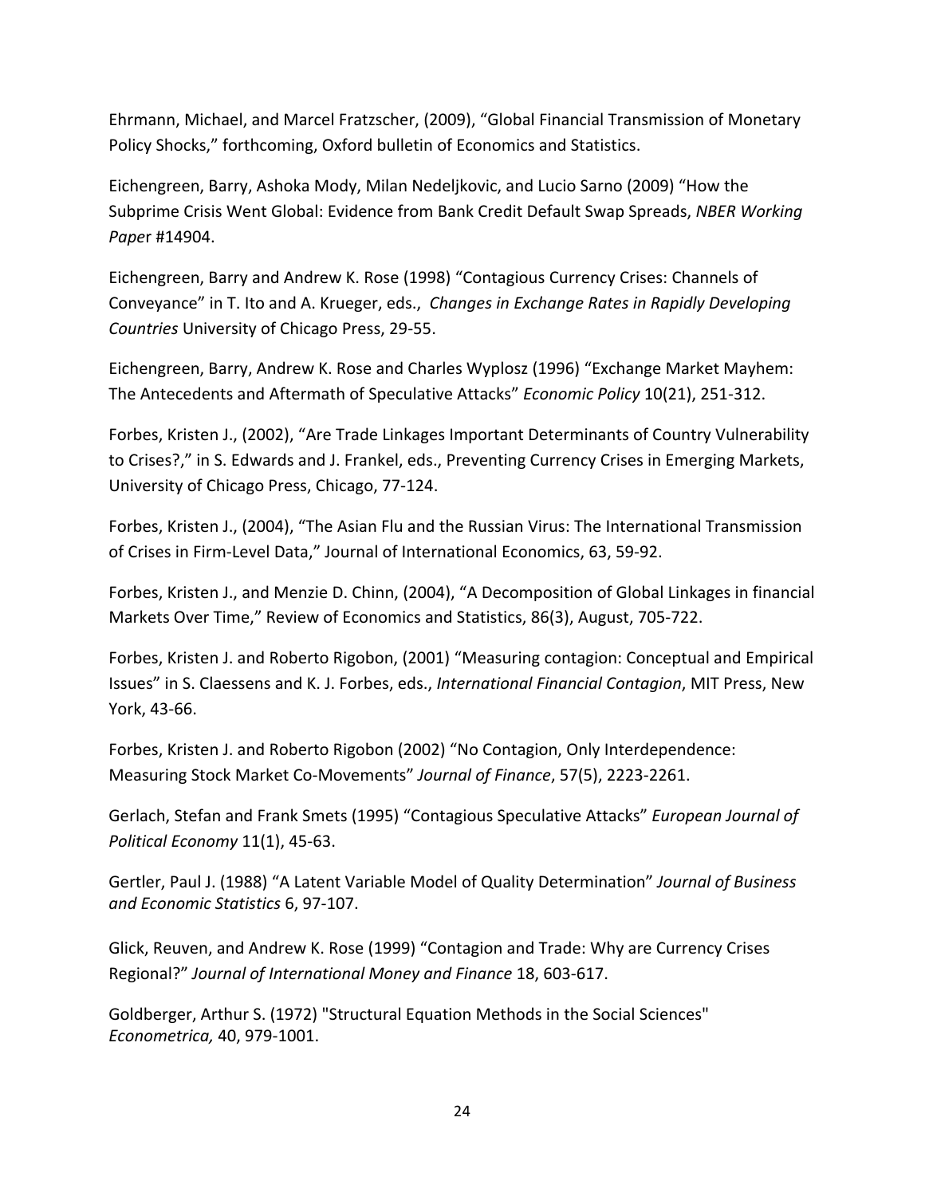Ehrmann, Michael, and Marcel Fratzscher, (2009), "Global Financial Transmission of Monetary Policy Shocks," forthcoming, Oxford bulletin of Economics and Statistics.

Eichengreen, Barry, Ashoka Mody, Milan Nedeljkovic, and Lucio Sarno (2009) "How the Subprime Crisis Went Global: Evidence from Bank Credit Default Swap Spreads, *NBER Working Paper* #14904.

Eichengreen, Barry and Andrew K. Rose (1998) "Contagious Currency Crises: Channels of Conveyance" in T. Ito and A. Krueger, eds., *Changes in Exchange Rates in Rapidly Developing Countries* University of Chicago Press, 29-55.

Eichengreen, Barry, Andrew K. Rose and Charles Wyplosz (1996) "Exchange Market Mayhem: The Antecedents and Aftermath of Speculative Attacks" *Economic Policy* 10(21), 251-312.

Forbes, Kristen J., (2002), "Are Trade Linkages Important Determinants of Country Vulnerability to Crises?," in S. Edwards and J. Frankel, eds., Preventing Currency Crises in Emerging Markets, University of Chicago Press, Chicago, 77-124.

Forbes, Kristen J., (2004), "The Asian Flu and the Russian Virus: The International Transmission of Crises in Firm-Level Data," Journal of International Economics, 63, 59-92.

Forbes, Kristen J., and Menzie D. Chinn, (2004), "A Decomposition of Global Linkages in financial Markets Over Time," Review of Economics and Statistics, 86(3), August, 705-722.

Forbes, Kristen J. and Roberto Rigobon, (2001) "Measuring contagion: Conceptual and Empirical Issues" in S. Claessens and K. J. Forbes, eds., *International Financial Contagion*, MIT Press, New York, 43-66.

Forbes, Kristen J. and Roberto Rigobon (2002) "No Contagion, Only Interdependence: Measuring Stock Market Co-Movements" *Journal of Finance*, 57(5), 2223-2261.

Gerlach, Stefan and Frank Smets (1995) "Contagious Speculative Attacks" *European Journal of Political Economy* 11(1), 45-63.

Gertler, Paul J. (1988) "A Latent Variable Model of Quality Determination" *Journal of Business and Economic Statistics* 6, 97-107.

Glick, Reuven, and Andrew K. Rose (1999) "Contagion and Trade: Why are Currency Crises Regional?" *Journal of International Money and Finance* 18, 603-617.

Goldberger, Arthur S. (1972) "Structural Equation Methods in the Social Sciences" *Econometrica,* 40, 979-1001.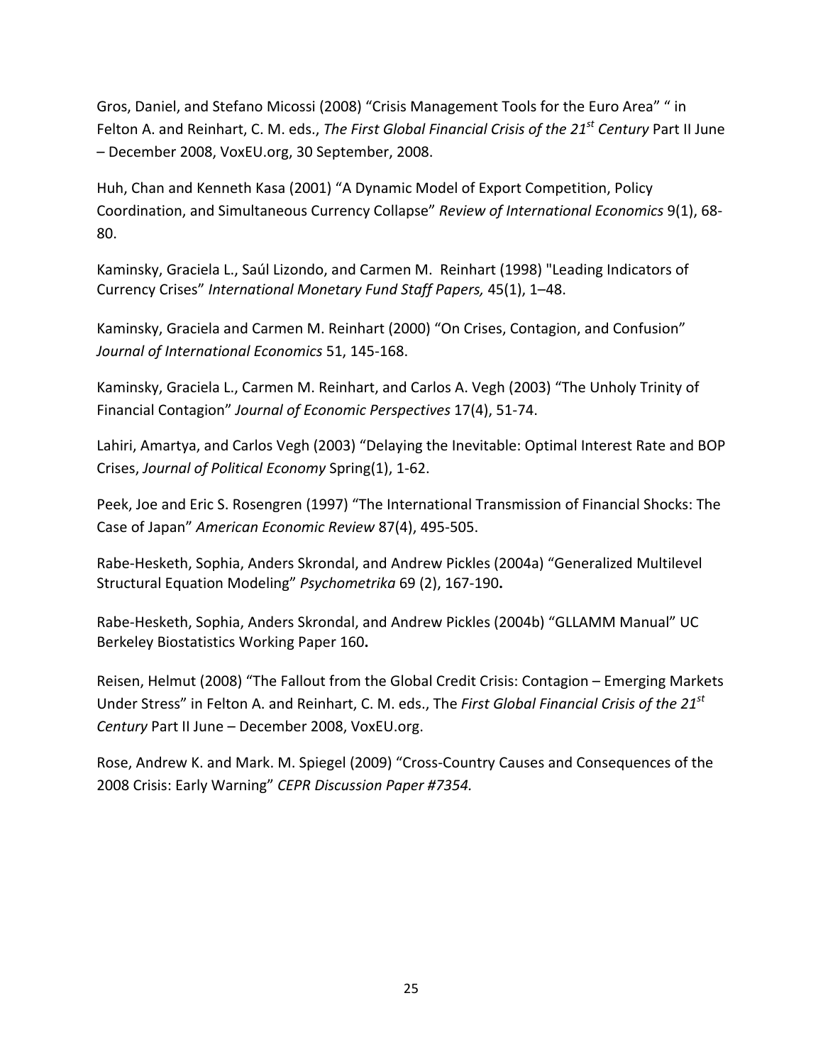Gros, Daniel, and Stefano Micossi (2008) “Crisis Management Tools for the Euro Area” “ in Felton A. and Reinhart, C. M. eds., *The First Global Financial Crisis of the 21st Century* Part II June – December 2008, VoxEU.org, 30 September, 2008.

Huh, Chan and Kenneth Kasa (2001) “A Dynamic Model of Export Competition, Policy Coordination, and Simultaneous Currency Collapse” *Review of International Economics* 9(1), 68-80.

Kaminsky, Graciela L., Saúl Lizondo, and Carmen M. Reinhart (1998) "Leading Indicators of Currency Crises” *International Monetary Fund Staff Papers,* 45(1), 1–48.

Kaminsky, Graciela and Carmen M. Reinhart (2000) “On Crises, Contagion, and Confusion” *Journal of International Economics* 51, 145-168.

Kaminsky, Graciela L., Carmen M. Reinhart, and Carlos A. Vegh (2003) “The Unholy Trinity of Financial Contagion” *Journal of Economic Perspectives* 17(4), 51-74.

Lahiri, Amartya, and Carlos Vegh (2003) “Delaying the Inevitable: Optimal Interest Rate and BOP Crises, *Journal of Political Economy* Spring(1), 1-62.

Peek, Joe and Eric S. Rosengren (1997) “The International Transmission of Financial Shocks: The Case of Japan” *American Economic Review* 87(4), 495-505.

Rabe-Hesketh, Sophia, Anders Skrondal, and Andrew Pickles (2004a) “Generalized Multilevel Structural Equation Modeling” *Psychometrika* 69 (2), 167-190**.**

Rabe-Hesketh, Sophia, Anders Skrondal, and Andrew Pickles (2004b) “GLLAMM Manual” UC Berkeley Biostatistics Working Paper 160**.**

Reisen, Helmut (2008) “The Fallout from the Global Credit Crisis: Contagion – Emerging Markets Under Stress” in Felton A. and Reinhart, C. M. eds., The *First Global Financial Crisis of the 21st Century* Part II June – December 2008, VoxEU.org.

Rose, Andrew K. and Mark. M. Spiegel (2009) “Cross-Country Causes and Consequences of the 2008 Crisis: Early Warning” *CEPR Discussion Paper #7354.*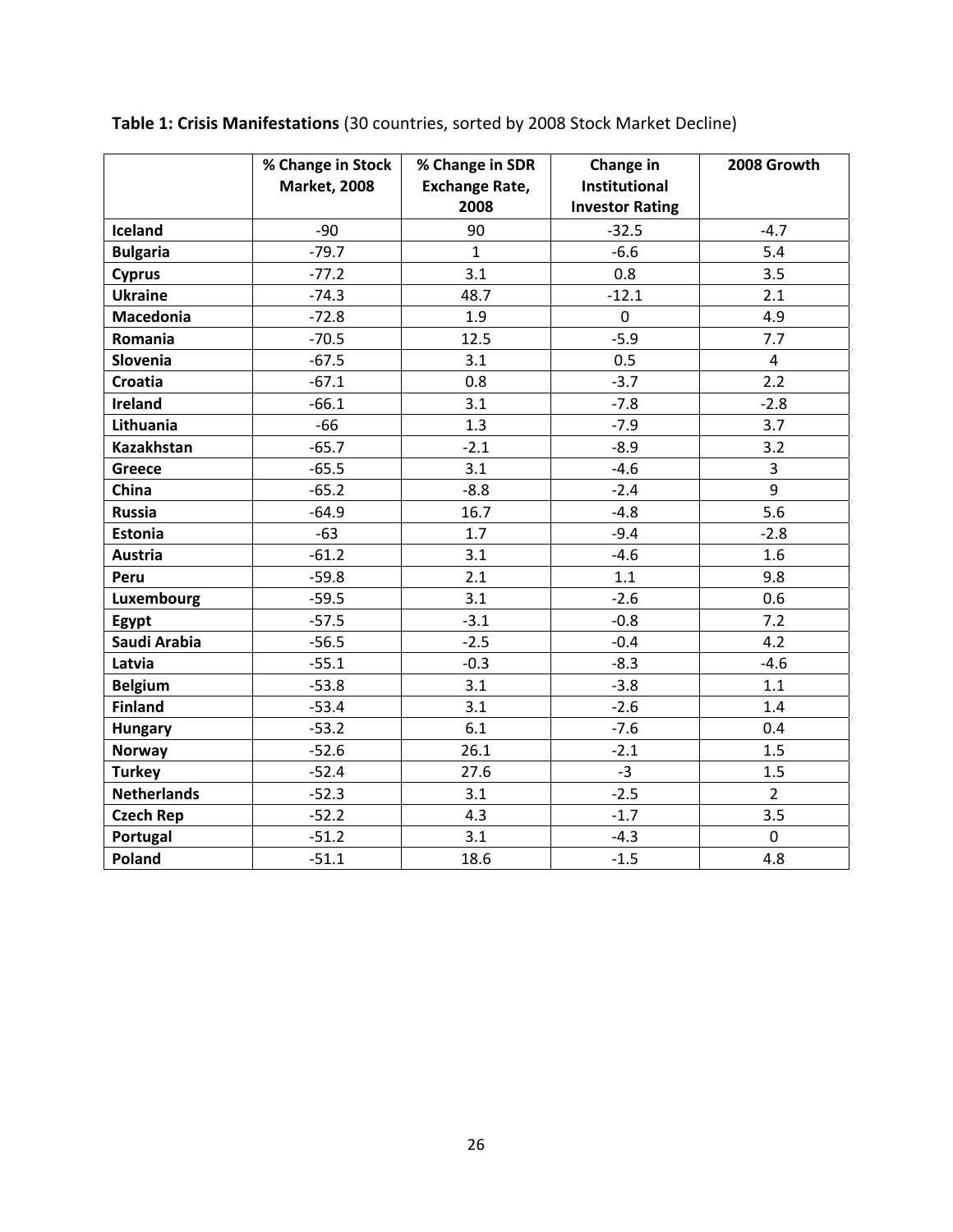**Table 1: Crisis Manifestations** (30 countries, sorted by 2008 Stock Market Decline)

| | % Change in Stock Market, 2008 | % Change in SDR Exchange Rate, 2008 | Change in Institutional Investor Rating | 2008 Growth |
|---|---|---|---|---|
| **Iceland** | -90 | 90 | -32.5 | -4.7 |
| **Bulgaria** | -79.7 | 1 | -6.6 | 5.4 |
| **Cyprus** | -77.2 | 3.1 | 0.8 | 3.5 |
| **Ukraine** | -74.3 | 48.7 | -12.1 | 2.1 |
| **Macedonia** | -72.8 | 1.9 | 0 | 4.9 |
| **Romania** | -70.5 | 12.5 | -5.9 | 7.7 |
| **Slovenia** | -67.5 | 3.1 | 0.5 | 4 |
| **Croatia** | -67.1 | 0.8 | -3.7 | 2.2 |
| **Ireland** | -66.1 | 3.1 | -7.8 | -2.8 |
| **Lithuania** | -66 | 1.3 | -7.9 | 3.7 |
| **Kazakhstan** | -65.7 | -2.1 | -8.9 | 3.2 |
| **Greece** | -65.5 | 3.1 | -4.6 | 3 |
| **China** | -65.2 | -8.8 | -2.4 | 9 |
| **Russia** | -64.9 | 16.7 | -4.8 | 5.6 |
| **Estonia** | -63 | 1.7 | -9.4 | -2.8 |
| **Austria** | -61.2 | 3.1 | -4.6 | 1.6 |
| **Peru** | -59.8 | 2.1 | 1.1 | 9.8 |
| **Luxembourg** | -59.5 | 3.1 | -2.6 | 0.6 |
| **Egypt** | -57.5 | -3.1 | -0.8 | 7.2 |
| **Saudi Arabia** | -56.5 | -2.5 | -0.4 | 4.2 |
| **Latvia** | -55.1 | -0.3 | -8.3 | -4.6 |
| **Belgium** | -53.8 | 3.1 | -3.8 | 1.1 |
| **Finland** | -53.4 | 3.1 | -2.6 | 1.4 |
| **Hungary** | -53.2 | 6.1 | -7.6 | 0.4 |
| **Norway** | -52.6 | 26.1 | -2.1 | 1.5 |
| **Turkey** | -52.4 | 27.6 | -3 | 1.5 |
| **Netherlands** | -52.3 | 3.1 | -2.5 | 2 |
| **Czech Rep** | -52.2 | 4.3 | -1.7 | 3.5 |
| **Portugal** | -51.2 | 3.1 | -4.3 | 0 |
| **Poland** | -51.1 | 18.6 | -1.5 | 4.8 |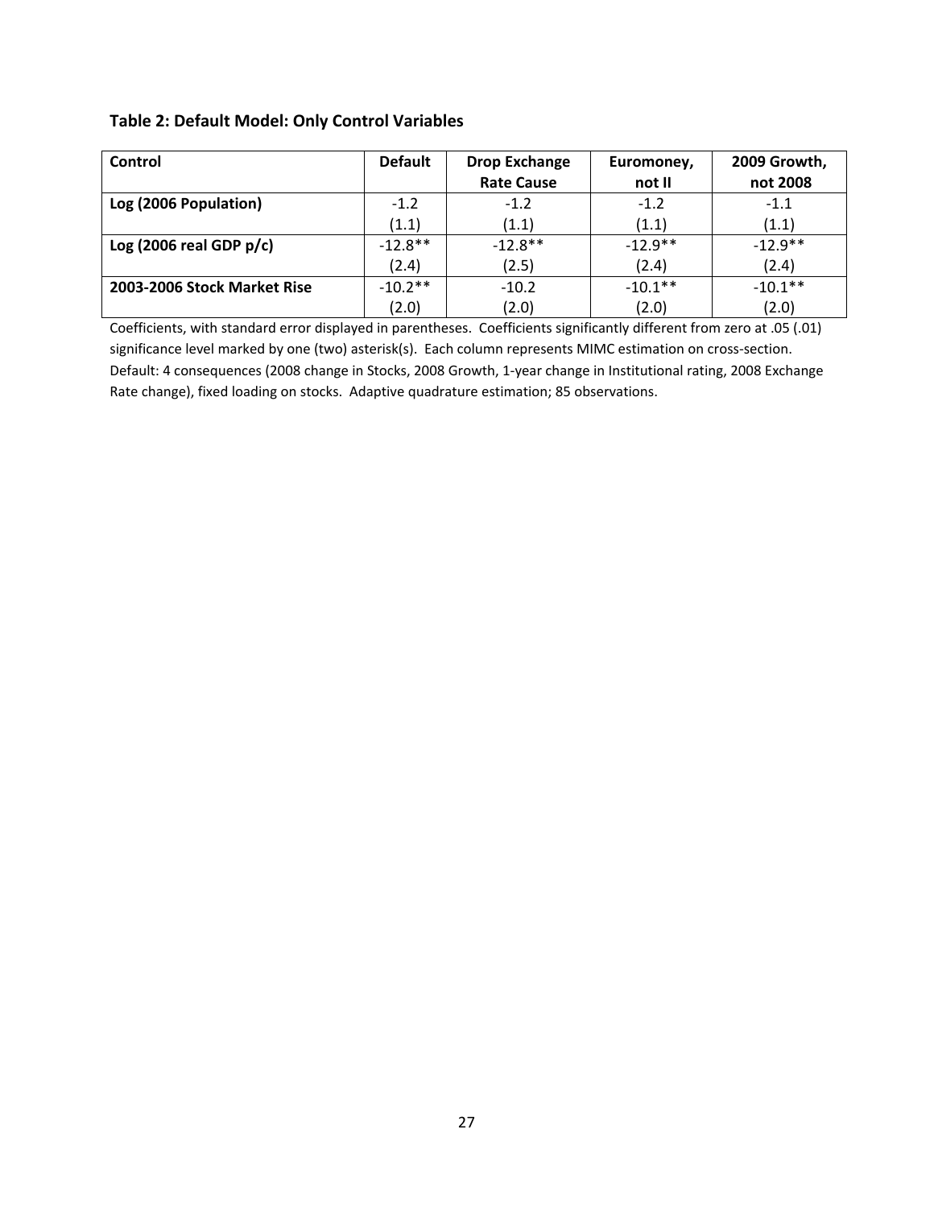**Table 2: Default Model: Only Control Variables**

| Control | Default | Drop Exchange Rate Cause | Euromoney, not II | 2009 Growth, not 2008 |
|---|---|---|---|---|
| **Log (2006 Population)** | -1.2<br>(1.1) | -1.2<br>(1.1) | -1.2<br>(1.1) | -1.1<br>(1.1) |
| **Log (2006 real GDP p/c)** | -12.8**<br>(2.4) | -12.8**<br>(2.5) | -12.9**<br>(2.4) | -12.9**<br>(2.4) |
| **2003-2006 Stock Market Rise** | -10.2**<br>(2.0) | -10.2<br>(2.0) | -10.1**<br>(2.0) | -10.1**<br>(2.0) |

Coefficients, with standard error displayed in parentheses. Coefficients significantly different from zero at .05 (.01) significance level marked by one (two) asterisk(s). Each column represents MIMC estimation on cross-section. Default: 4 consequences (2008 change in Stocks, 2008 Growth, 1-year change in Institutional rating, 2008 Exchange Rate change), fixed loading on stocks. Adaptive quadrature estimation; 85 observations.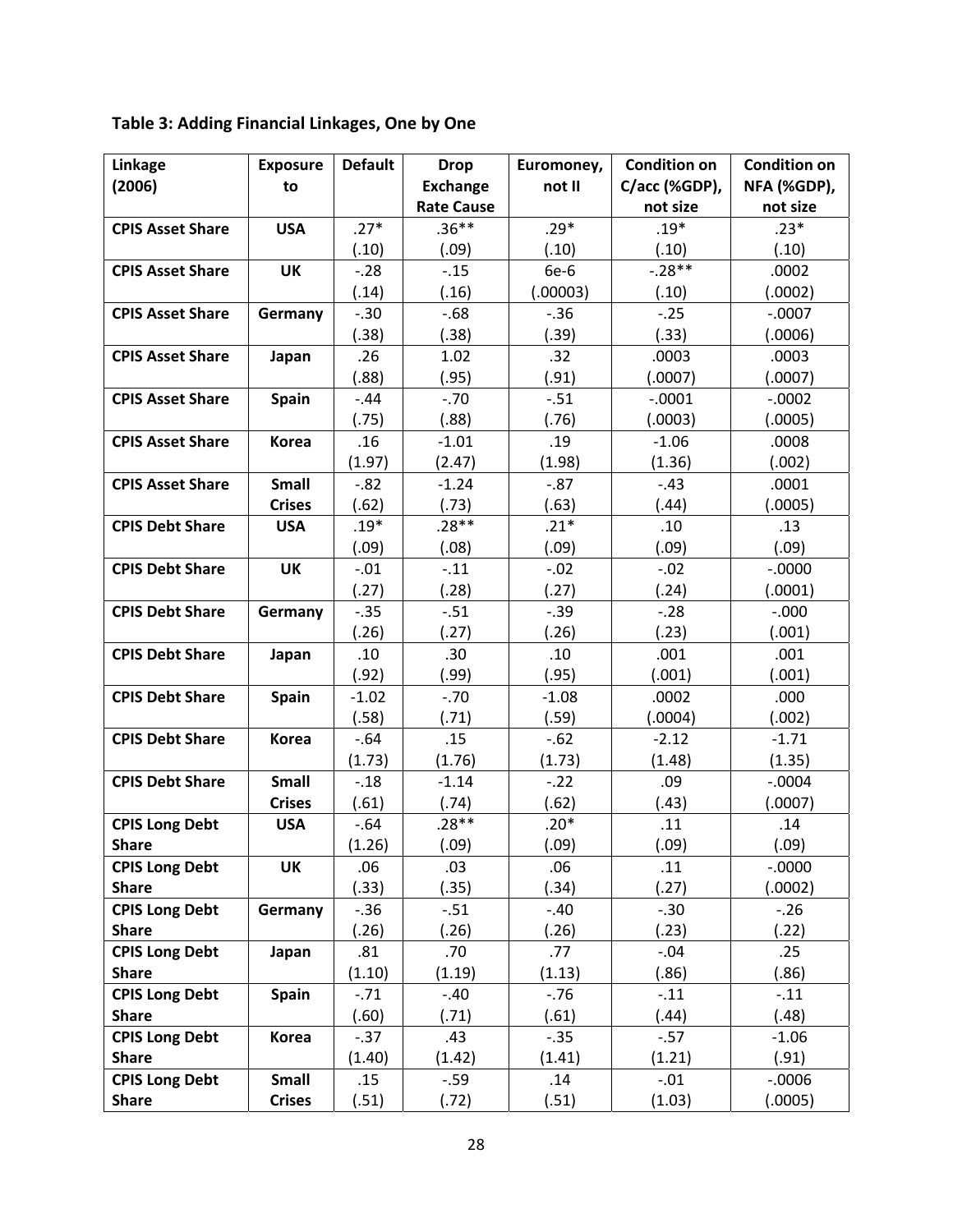**Table 3: Adding Financial Linkages, One by One**

| Linkage (2006) | Exposure to | Default | Drop Exchange Rate Cause | Euromoney, not II | Condition on C/acc (%GDP), not size | Condition on NFA (%GDP), not size |
|---|---|---|---|---|---|---|
| **CPIS Asset Share** | **USA** | .27* | .36** | .29* | .19* | .23* |
| | | (.10) | (.09) | (.10) | (.10) | (.10) |
| **CPIS Asset Share** | **UK** | -.28 | -.15 | 6e-6 | -.28** | .0002 |
| | | (.14) | (.16) | (.00003) | (.10) | (.0002) |
| **CPIS Asset Share** | **Germany** | -.30 | -.68 | -.36 | -.25 | -.0007 |
| | | (.38) | (.38) | (.39) | (.33) | (.0006) |
| **CPIS Asset Share** | **Japan** | .26 | 1.02 | .32 | .0003 | .0003 |
| | | (.88) | (.95) | (.91) | (.0007) | (.0007) |
| **CPIS Asset Share** | **Spain** | -.44 | -.70 | -.51 | -.0001 | -.0002 |
| | | (.75) | (.88) | (.76) | (.0003) | (.0005) |
| **CPIS Asset Share** | **Korea** | .16 | -1.01 | .19 | -1.06 | .0008 |
| | | (1.97) | (2.47) | (1.98) | (1.36) | (.002) |
| **CPIS Asset Share** | **Small Crises** | -.82 | -1.24 | -.87 | -.43 | .0001 |
| | | (.62) | (.73) | (.63) | (.44) | (.0005) |
| **CPIS Debt Share** | **USA** | .19* | .28** | .21* | .10 | .13 |
| | | (.09) | (.08) | (.09) | (.09) | (.09) |
| **CPIS Debt Share** | **UK** | -.01 | -.11 | -.02 | -.02 | -.0000 |
| | | (.27) | (.28) | (.27) | (.24) | (.0001) |
| **CPIS Debt Share** | **Germany** | -.35 | -.51 | -.39 | -.28 | -.000 |
| | | (.26) | (.27) | (.26) | (.23) | (.001) |
| **CPIS Debt Share** | **Japan** | .10 | .30 | .10 | .001 | .001 |
| | | (.92) | (.99) | (.95) | (.001) | (.001) |
| **CPIS Debt Share** | **Spain** | -1.02 | -.70 | -1.08 | .0002 | .000 |
| | | (.58) | (.71) | (.59) | (.0004) | (.002) |
| **CPIS Debt Share** | **Korea** | -.64 | .15 | -.62 | -2.12 | -1.71 |
| | | (1.73) | (1.76) | (1.73) | (1.48) | (1.35) |
| **CPIS Debt Share** | **Small Crises** | -.18 | -1.14 | -.22 | .09 | -.0004 |
| | | (.61) | (.74) | (.62) | (.43) | (.0007) |
| **CPIS Long Debt Share** | **USA** | -.64 | .28** | .20* | .11 | .14 |
| | | (1.26) | (.09) | (.09) | (.09) | (.09) |
| **CPIS Long Debt Share** | **UK** | .06 | .03 | .06 | .11 | -.0000 |
| | | (.33) | (.35) | (.34) | (.27) | (.0002) |
| **CPIS Long Debt Share** | **Germany** | -.36 | -.51 | -.40 | -.30 | -.26 |
| | | (.26) | (.26) | (.26) | (.23) | (.22) |
| **CPIS Long Debt Share** | **Japan** | .81 | .70 | .77 | -.04 | .25 |
| | | (1.10) | (1.19) | (1.13) | (.86) | (.86) |
| **CPIS Long Debt Share** | **Spain** | -.71 | -.40 | -.76 | -.11 | -.11 |
| | | (.60) | (.71) | (.61) | (.44) | (.48) |
| **CPIS Long Debt Share** | **Korea** | -.37 | .43 | -.35 | -.57 | -1.06 |
| | | (1.40) | (1.42) | (1.41) | (1.21) | (.91) |
| **CPIS Long Debt Share** | **Small Crises** | .15 | -.59 | .14 | -.01 | -.0006 |
| | | (.51) | (.72) | (.51) | (1.03) | (.0005) |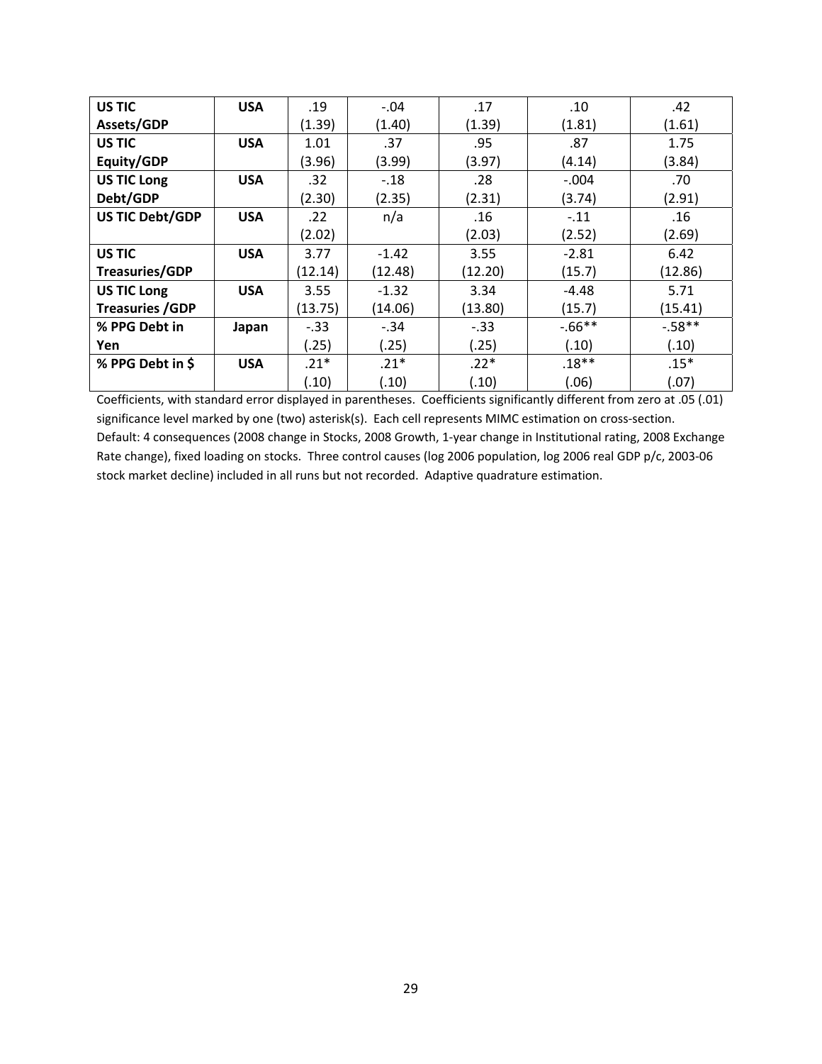| US TIC Assets/GDP | USA | .19 (1.39) | -.04 (1.40) | .17 (1.39) | .10 (1.81) | .42 (1.61) |
|---|---|---|---|---|---|---|
| US TIC Equity/GDP | USA | 1.01 (3.96) | .37 (3.99) | .95 (3.97) | .87 (4.14) | 1.75 (3.84) |
| US TIC Long Debt/GDP | USA | .32 (2.30) | -.18 (2.35) | .28 (2.31) | -.004 (3.74) | .70 (2.91) |
| US TIC Debt/GDP | USA | .22 (2.02) | n/a | .16 (2.03) | -.11 (2.52) | .16 (2.69) |
| US TIC Treasuries/GDP | USA | 3.77 (12.14) | -1.42 (12.48) | 3.55 (12.20) | -2.81 (15.7) | 6.42 (12.86) |
| US TIC Long Treasuries /GDP | USA | 3.55 (13.75) | -1.32 (14.06) | 3.34 (13.80) | -4.48 (15.7) | 5.71 (15.41) |
| % PPG Debt in Yen | Japan | -.33 (.25) | -.34 (.25) | -.33 (.25) | -.66** (.10) | -.58** (.10) |
| % PPG Debt in $ | USA | .21* (.10) | .21* (.10) | .22* (.10) | .18** (.06) | .15* (.07) |

Coefficients, with standard error displayed in parentheses. Coefficients significantly different from zero at .05 (.01) significance level marked by one (two) asterisk(s). Each cell represents MIMC estimation on cross-section. Default: 4 consequences (2008 change in Stocks, 2008 Growth, 1-year change in Institutional rating, 2008 Exchange Rate change), fixed loading on stocks. Three control causes (log 2006 population, log 2006 real GDP p/c, 2003-06 stock market decline) included in all runs but not recorded. Adaptive quadrature estimation.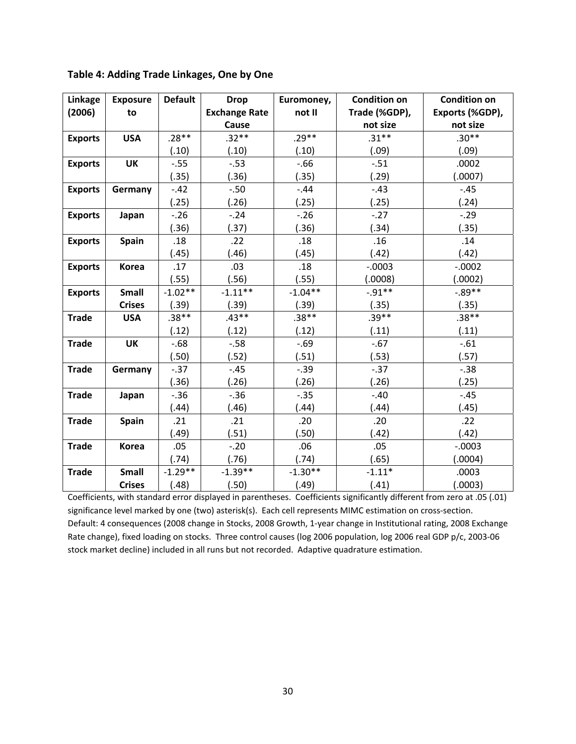### Table 4: Adding Trade Linkages, One by One

| Linkage (2006) | Exposure to | Default | Drop Exchange Rate Cause | Euromoney, not II | Condition on Trade (%GDP), not size | Condition on Exports (%GDP), not size |
|---|---|---|---|---|---|---|
| **Exports** | **USA** | .28** | .32** | .29** | .31** | .30** |
| | | (.10) | (.10) | (.10) | (.09) | (.09) |
| **Exports** | **UK** | -.55 | -.53 | -.66 | -.51 | .0002 |
| | | (.35) | (.36) | (.35) | (.29) | (.0007) |
| **Exports** | **Germany** | -.42 | -.50 | -.44 | -.43 | -.45 |
| | | (.25) | (.26) | (.25) | (.25) | (.24) |
| **Exports** | **Japan** | -.26 | -.24 | -.26 | -.27 | -.29 |
| | | (.36) | (.37) | (.36) | (.34) | (.35) |
| **Exports** | **Spain** | .18 | .22 | .18 | .16 | .14 |
| | | (.45) | (.46) | (.45) | (.42) | (.42) |
| **Exports** | **Korea** | .17 | .03 | .18 | -.0003 | -.0002 |
| | | (.55) | (.56) | (.55) | (.0008) | (.0002) |
| **Exports** | **Small Crises** | -1.02** | -1.11** | -1.04** | -.91** | -.89** |
| | | (.39) | (.39) | (.39) | (.35) | (.35) |
| **Trade** | **USA** | .38** | .43** | .38** | .39** | .38** |
| | | (.12) | (.12) | (.12) | (.11) | (.11) |
| **Trade** | **UK** | -.68 | -.58 | -.69 | -.67 | -.61 |
| | | (.50) | (.52) | (.51) | (.53) | (.57) |
| **Trade** | **Germany** | -.37 | -.45 | -.39 | -.37 | -.38 |
| | | (.36) | (.26) | (.26) | (.26) | (.25) |
| **Trade** | **Japan** | -.36 | -.36 | -.35 | -.40 | -.45 |
| | | (.44) | (.46) | (.44) | (.44) | (.45) |
| **Trade** | **Spain** | .21 | .21 | .20 | .20 | .22 |
| | | (.49) | (.51) | (.50) | (.42) | (.42) |
| **Trade** | **Korea** | .05 | -.20 | .06 | .05 | -.0003 |
| | | (.74) | (.76) | (.74) | (.65) | (.0004) |
| **Trade** | **Small Crises** | -1.29** | -1.39** | -1.30** | -1.11* | .0003 |
| | | (.48) | (.50) | (.49) | (.41) | (.0003) |

Coefficients, with standard error displayed in parentheses. Coefficients significantly different from zero at .05 (.01) significance level marked by one (two) asterisk(s). Each cell represents MIMC estimation on cross-section. Default: 4 consequences (2008 change in Stocks, 2008 Growth, 1-year change in Institutional rating, 2008 Exchange Rate change), fixed loading on stocks. Three control causes (log 2006 population, log 2006 real GDP p/c, 2003-06 stock market decline) included in all runs but not recorded. Adaptive quadrature estimation.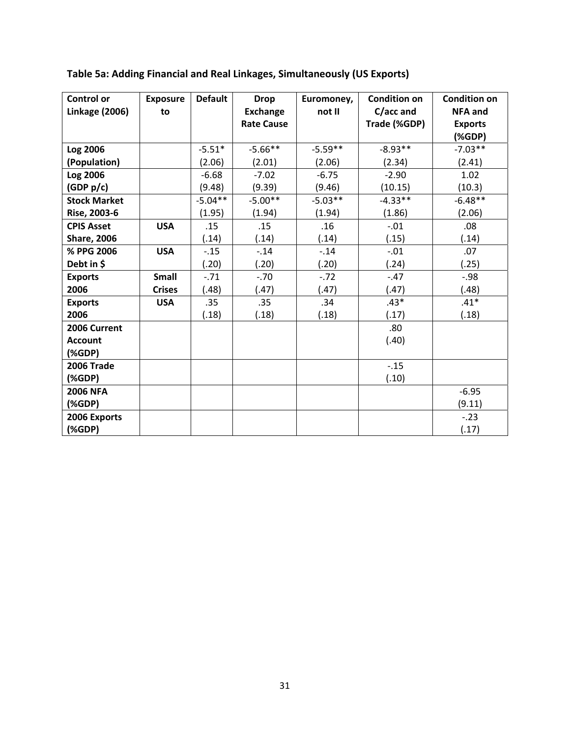**Table 5a: Adding Financial and Real Linkages, Simultaneously (US Exports)**

| Control or Linkage (2006) | Exposure to | Default | Drop Exchange Rate Cause | Euromoney, not II | Condition on C/acc and Trade (%GDP) | Condition on NFA and Exports (%GDP) |
|---|---|---|---|---|---|---|
| Log 2006 (Population) | | -5.51* (2.06) | -5.66** (2.01) | -5.59** (2.06) | -8.93** (2.34) | -7.03** (2.41) |
| Log 2006 (GDP p/c) | | -6.68 (9.48) | -7.02 (9.39) | -6.75 (9.46) | -2.90 (10.15) | 1.02 (10.3) |
| Stock Market Rise, 2003-6 | | -5.04** (1.95) | -5.00** (1.94) | -5.03** (1.94) | -4.33** (1.86) | -6.48** (2.06) |
| CPIS Asset Share, 2006 | USA | .15 (.14) | .15 (.14) | .16 (.14) | -.01 (.15) | .08 (.14) |
| % PPG 2006 Debt in $ | USA | -.15 (.20) | -.14 (.20) | -.14 (.20) | -.01 (.24) | .07 (.25) |
| Exports 2006 | Small Crises | -.71 (.48) | -.70 (.47) | -.72 (.47) | -.47 (.47) | -.98 (.48) |
| Exports 2006 | USA | .35 (.18) | .35 (.18) | .34 (.18) | .43* (.17) | .41* (.18) |
| 2006 Current Account (%GDP) | | | | | .80 (.40) | |
| 2006 Trade (%GDP) | | | | | -.15 (.10) | |
| 2006 NFA (%GDP) | | | | | | -6.95 (9.11) |
| 2006 Exports (%GDP) | | | | | | -.23 (.17) |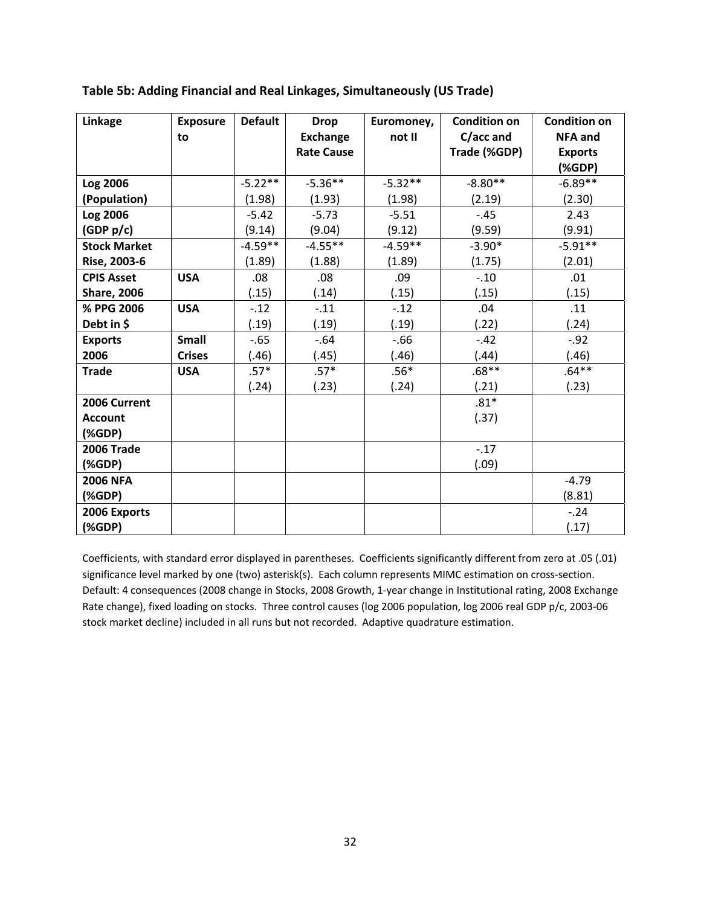**Table 5b: Adding Financial and Real Linkages, Simultaneously (US Trade)**

| Linkage | Exposure to | Default | Drop Exchange Rate Cause | Euromoney, not II | Condition on C/acc and Trade (%GDP) | Condition on NFA and Exports (%GDP) |
|---|---|---|---|---|---|---|
| **Log 2006 (Population)** | | -5.22** (1.98) | -5.36** (1.93) | -5.32** (1.98) | -8.80** (2.19) | -6.89** (2.30) |
| **Log 2006 (GDP p/c)** | | -5.42 (9.14) | -5.73 (9.04) | -5.51 (9.12) | -.45 (9.59) | 2.43 (9.91) |
| **Stock Market Rise, 2003-6** | | -4.59** (1.89) | -4.55** (1.88) | -4.59** (1.89) | -3.90* (1.75) | -5.91** (2.01) |
| **CPIS Asset Share, 2006** | **USA** | .08 (.15) | .08 (.14) | .09 (.15) | -.10 (.15) | .01 (.15) |
| **% PPG 2006 Debt in $** | **USA** | -.12 (.19) | -.11 (.19) | -.12 (.19) | .04 (.22) | .11 (.24) |
| **Exports 2006** | **Small Crises** | -.65 (.46) | -.64 (.45) | -.66 (.46) | -.42 (.44) | -.92 (.46) |
| **Trade** | **USA** | .57* (.24) | .57* (.23) | .56* (.24) | .68** (.21) | .64** (.23) |
| **2006 Current Account (%GDP)** | | | | | .81* (.37) | |
| **2006 Trade (%GDP)** | | | | | -.17 (.09) | |
| **2006 NFA (%GDP)** | | | | | | -4.79 (8.81) |
| **2006 Exports (%GDP)** | | | | | | -.24 (.17) |

Coefficients, with standard error displayed in parentheses. Coefficients significantly different from zero at .05 (.01) significance level marked by one (two) asterisk(s). Each column represents MIMC estimation on cross-section. Default: 4 consequences (2008 change in Stocks, 2008 Growth, 1-year change in Institutional rating, 2008 Exchange Rate change), fixed loading on stocks. Three control causes (log 2006 population, log 2006 real GDP p/c, 2003-06 stock market decline) included in all runs but not recorded. Adaptive quadrature estimation.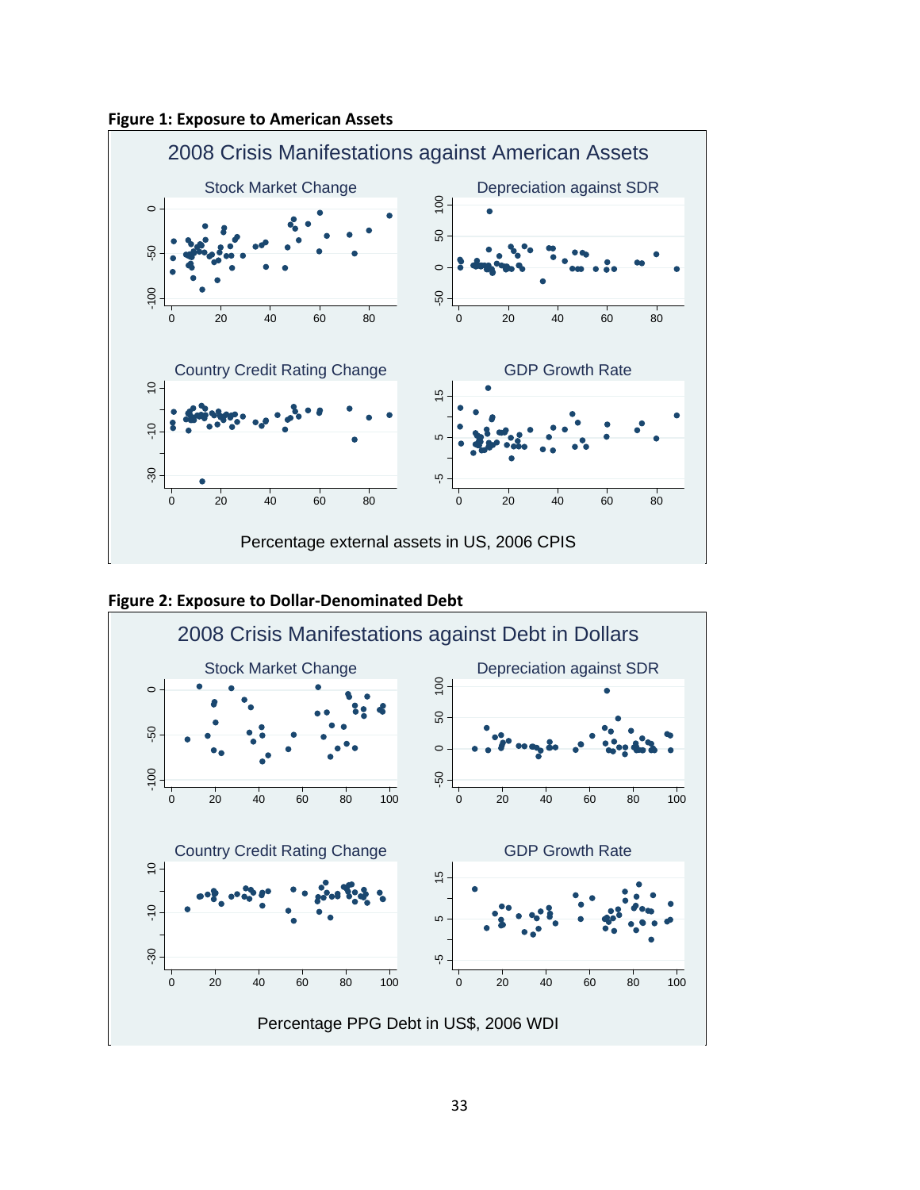**Figure 1: Exposure to American Assets**

2008 Crisis Manifestations against American Assets

Stock Market Change

Depreciation against SDR

Country Credit Rating Change

GDP Growth Rate

Percentage external assets in US, 2006 CPIS

**Figure 2: Exposure to Dollar-Denominated Debt**

2008 Crisis Manifestations against Debt in Dollars

Stock Market Change

Depreciation against SDR

Country Credit Rating Change

GDP Growth Rate

Percentage PPG Debt in US$, 2006 WDI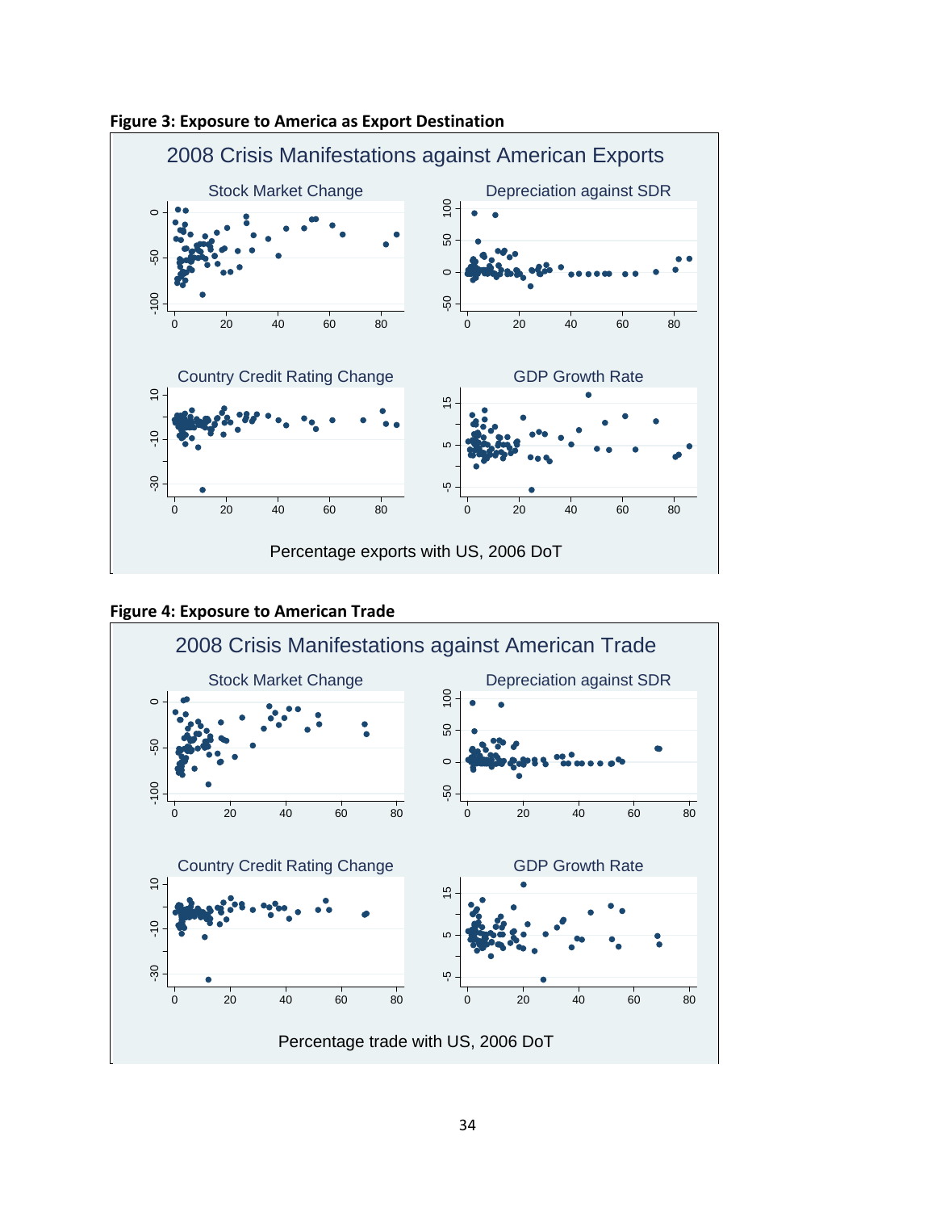**Figure 3: Exposure to America as Export Destination**

**Figure 4: Exposure to American Trade**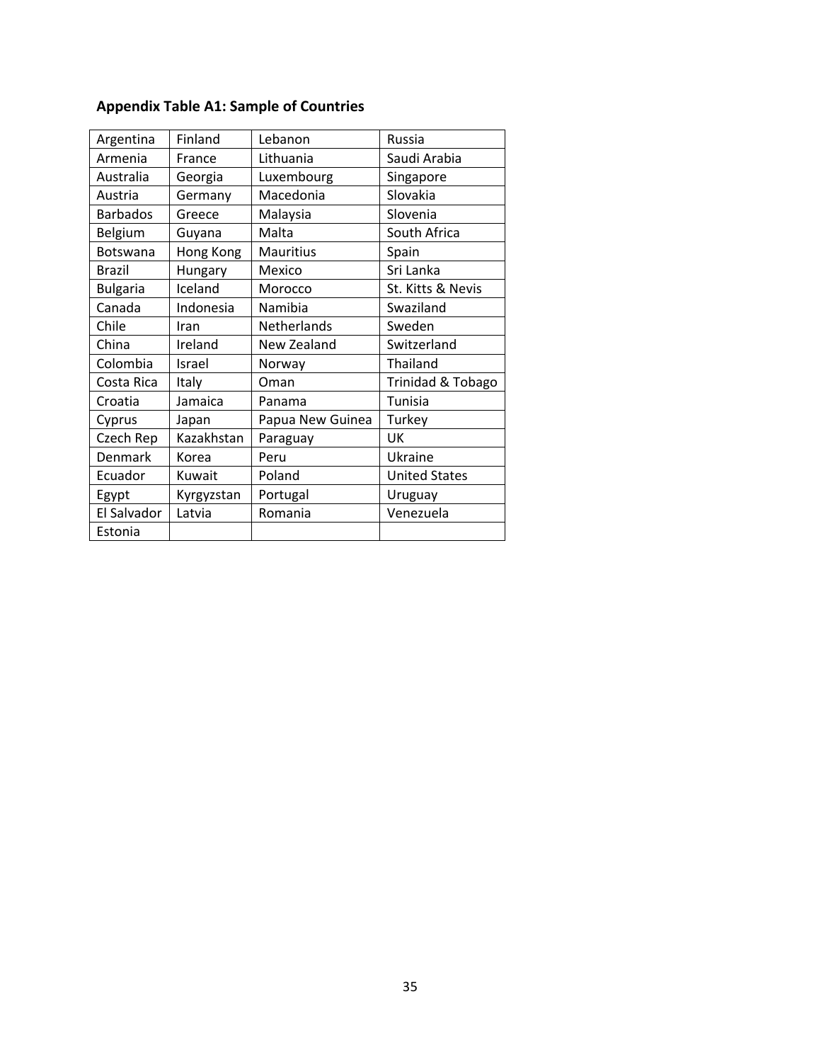**Appendix Table A1: Sample of Countries**

| Argentina | Finland | Lebanon | Russia |
|---|---|---|---|
| Armenia | France | Lithuania | Saudi Arabia |
| Australia | Georgia | Luxembourg | Singapore |
| Austria | Germany | Macedonia | Slovakia |
| Barbados | Greece | Malaysia | Slovenia |
| Belgium | Guyana | Malta | South Africa |
| Botswana | Hong Kong | Mauritius | Spain |
| Brazil | Hungary | Mexico | Sri Lanka |
| Bulgaria | Iceland | Morocco | St. Kitts & Nevis |
| Canada | Indonesia | Namibia | Swaziland |
| Chile | Iran | Netherlands | Sweden |
| China | Ireland | New Zealand | Switzerland |
| Colombia | Israel | Norway | Thailand |
| Costa Rica | Italy | Oman | Trinidad & Tobago |
| Croatia | Jamaica | Panama | Tunisia |
| Cyprus | Japan | Papua New Guinea | Turkey |
| Czech Rep | Kazakhstan | Paraguay | UK |
| Denmark | Korea | Peru | Ukraine |
| Ecuador | Kuwait | Poland | United States |
| Egypt | Kyrgyzstan | Portugal | Uruguay |
| El Salvador | Latvia | Romania | Venezuela |
| Estonia | | | |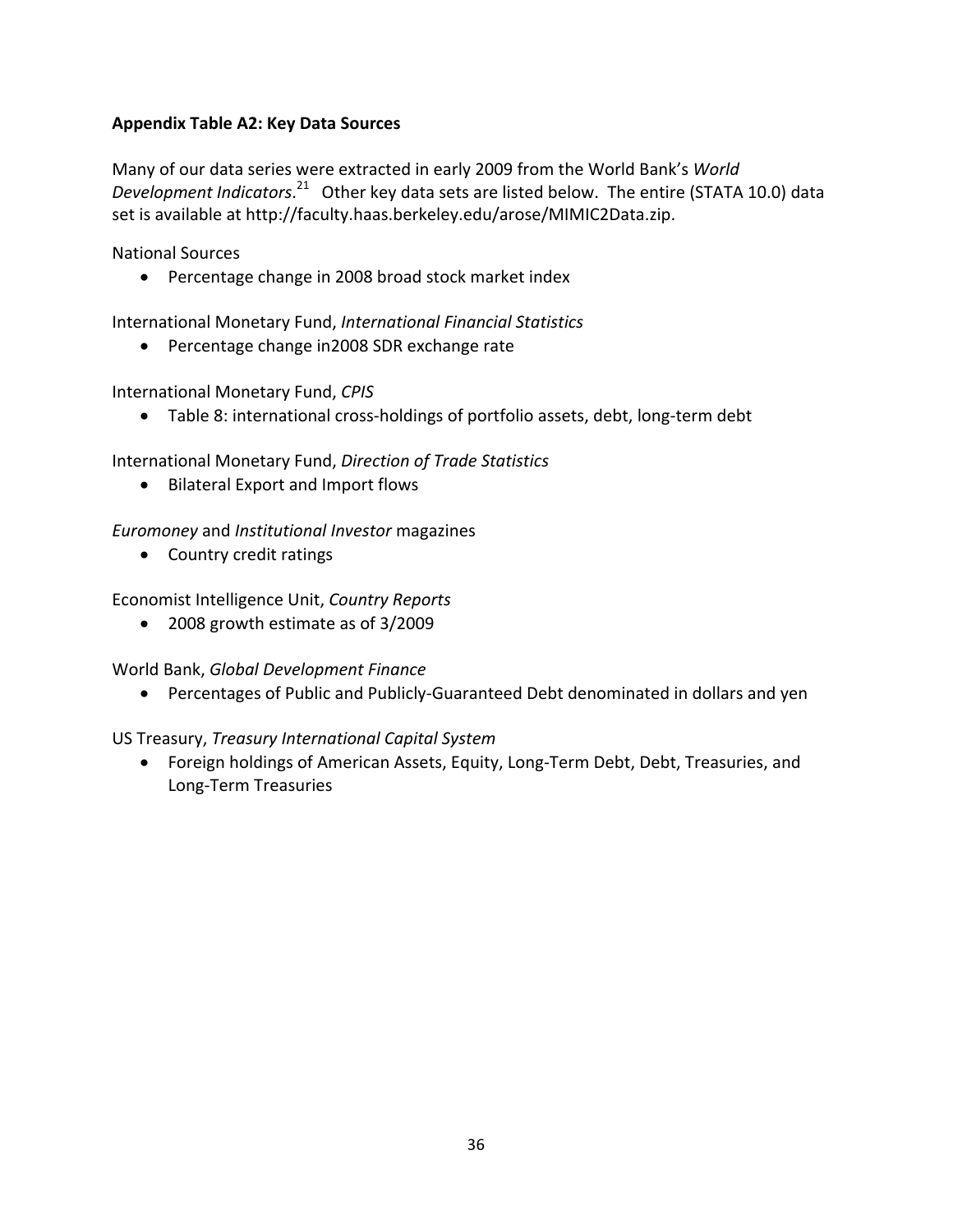**Appendix Table A2: Key Data Sources**

Many of our data series were extracted in early 2009 from the World Bank's *World Development Indicators*.[21] Other key data sets are listed below. The entire (STATA 10.0) data set is available at http://faculty.haas.berkeley.edu/arose/MIMIC2Data.zip.

National Sources

- Percentage change in 2008 broad stock market index

International Monetary Fund, *International Financial Statistics*

- Percentage change in2008 SDR exchange rate

International Monetary Fund, *CPIS*

- Table 8: international cross-holdings of portfolio assets, debt, long-term debt

International Monetary Fund, *Direction of Trade Statistics*

- Bilateral Export and Import flows

*Euromoney* and *Institutional Investor* magazines

- Country credit ratings

Economist Intelligence Unit, *Country Reports*

- 2008 growth estimate as of 3/2009

World Bank, *Global Development Finance*

- Percentages of Public and Publicly-Guaranteed Debt denominated in dollars and yen

US Treasury, *Treasury International Capital System*

- Foreign holdings of American Assets, Equity, Long-Term Debt, Debt, Treasuries, and Long-Term Treasuries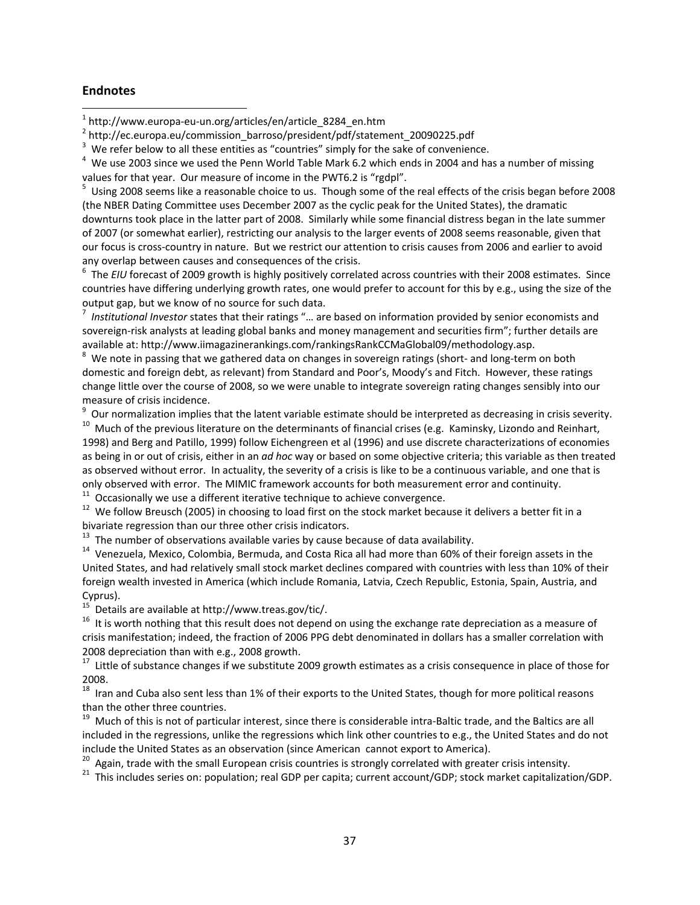## Endnotes

[1] http://www.europa-eu-un.org/articles/en/article_8284_en.htm

[2] http://ec.europa.eu/commission_barroso/president/pdf/statement_20090225.pdf

[3] We refer below to all these entities as "countries" simply for the sake of convenience.

[4] We use 2003 since we used the Penn World Table Mark 6.2 which ends in 2004 and has a number of missing values for that year. Our measure of income in the PWT6.2 is "rgdpl".

[5] Using 2008 seems like a reasonable choice to us. Though some of the real effects of the crisis began before 2008 (the NBER Dating Committee uses December 2007 as the cyclic peak for the United States), the dramatic downturns took place in the latter part of 2008. Similarly while some financial distress began in the late summer of 2007 (or somewhat earlier), restricting our analysis to the larger events of 2008 seems reasonable, given that our focus is cross-country in nature. But we restrict our attention to crisis causes from 2006 and earlier to avoid any overlap between causes and consequences of the crisis.

[6] The *EIU* forecast of 2009 growth is highly positively correlated across countries with their 2008 estimates. Since countries have differing underlying growth rates, one would prefer to account for this by e.g., using the size of the output gap, but we know of no source for such data.

[7] *Institutional Investor* states that their ratings "… are based on information provided by senior economists and sovereign-risk analysts at leading global banks and money management and securities firm"; further details are available at: http://www.iimagazinerankings.com/rankingsRankCCMaGlobal09/methodology.asp.

[8] We note in passing that we gathered data on changes in sovereign ratings (short- and long-term on both domestic and foreign debt, as relevant) from Standard and Poor's, Moody's and Fitch. However, these ratings change little over the course of 2008, so we were unable to integrate sovereign rating changes sensibly into our measure of crisis incidence.

[9] Our normalization implies that the latent variable estimate should be interpreted as decreasing in crisis severity.

[10] Much of the previous literature on the determinants of financial crises (e.g. Kaminsky, Lizondo and Reinhart, 1998) and Berg and Patillo, 1999) follow Eichengreen et al (1996) and use discrete characterizations of economies as being in or out of crisis, either in an *ad hoc* way or based on some objective criteria; this variable as then treated as observed without error. In actuality, the severity of a crisis is like to be a continuous variable, and one that is only observed with error. The MIMIC framework accounts for both measurement error and continuity.

[11] Occasionally we use a different iterative technique to achieve convergence.

[12] We follow Breusch (2005) in choosing to load first on the stock market because it delivers a better fit in a bivariate regression than our three other crisis indicators.

[13] The number of observations available varies by cause because of data availability.

[14] Venezuela, Mexico, Colombia, Bermuda, and Costa Rica all had more than 60% of their foreign assets in the United States, and had relatively small stock market declines compared with countries with less than 10% of their foreign wealth invested in America (which include Romania, Latvia, Czech Republic, Estonia, Spain, Austria, and Cyprus).

[15] Details are available at http://www.treas.gov/tic/.

[16] It is worth nothing that this result does not depend on using the exchange rate depreciation as a measure of crisis manifestation; indeed, the fraction of 2006 PPG debt denominated in dollars has a smaller correlation with 2008 depreciation than with e.g., 2008 growth.

[17] Little of substance changes if we substitute 2009 growth estimates as a crisis consequence in place of those for 2008.

[18] Iran and Cuba also sent less than 1% of their exports to the United States, though for more political reasons than the other three countries.

[19] Much of this is not of particular interest, since there is considerable intra-Baltic trade, and the Baltics are all included in the regressions, unlike the regressions which link other countries to e.g., the United States and do not include the United States as an observation (since American cannot export to America).

[20] Again, trade with the small European crisis countries is strongly correlated with greater crisis intensity.

[21] This includes series on: population; real GDP per capita; current account/GDP; stock market capitalization/GDP.